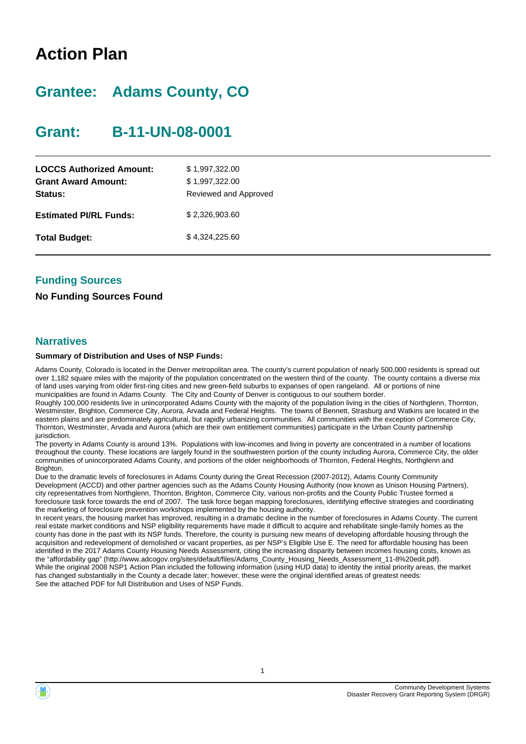# Action Plan

## Grantee: Adams County, CO

## Grant: B-11-UN-08-0001

| | |
|---|---|
| **LOCCS Authorized Amount:** | $ 1,997,322.00 |
| **Grant Award Amount:** | $ 1,997,322.00 |
| **Status:** | Reviewed and Approved |
| **Estimated PI/RL Funds:** | $ 2,326,903.60 |
| **Total Budget:** | $ 4,324,225.60 |

### Funding Sources

**No Funding Sources Found**

### Narratives

**Summary of Distribution and Uses of NSP Funds:**

Adams County, Colorado is located in the Denver metropolitan area. The county's current population of nearly 500,000 residents is spread out over 1,182 square miles with the majority of the population concentrated on the western third of the county. The county contains a diverse mix of land uses varying from older first-ring cities and new green-field suburbs to expanses of open rangeland. All or portions of nine municipalities are found in Adams County. The City and County of Denver is contiguous to our southern border.

Roughly 100,000 residents live in unincorporated Adams County with the majority of the population living in the cities of Northglenn, Thornton, Westminster, Brighton, Commerce City, Aurora, Arvada and Federal Heights. The towns of Bennett, Strasburg and Watkins are located in the eastern plains and are predominately agricultural, but rapidly urbanizing communities. All communities with the exception of Commerce City, Thornton, Westminster, Arvada and Aurora (which are their own entitlement communities) participate in the Urban County partnership jurisdiction.

The poverty in Adams County is around 13%. Populations with low-incomes and living in poverty are concentrated in a number of locations throughout the county. These locations are largely found in the southwestern portion of the county including Aurora, Commerce City, the older communities of unincorporated Adams County, and portions of the older neighborhoods of Thornton, Federal Heights, Northglenn and Brighton.

Due to the dramatic levels of foreclosures in Adams County during the Great Recession (2007-2012), Adams County Community Development (ACCD) and other partner agencies such as the Adams County Housing Authority (now known as Unison Housing Partners), city representatives from Northglenn, Thornton, Brighton, Commerce City, various non-profits and the County Public Trustee formed a foreclosure task force towards the end of 2007. The task force began mapping foreclosures, identifying effective strategies and coordinating the marketing of foreclosure prevention workshops implemented by the housing authority.

In recent years, the housing market has improved, resulting in a dramatic decline in the number of foreclosures in Adams County. The current real estate market conditions and NSP eligibility requirements have made it difficult to acquire and rehabilitate single-family homes as the county has done in the past with its NSP funds. Therefore, the county is pursuing new means of developing affordable housing through the acquisition and redevelopment of demolished or vacant properties, as per NSP's Eligible Use E. The need for affordable housing has been identified in the 2017 Adams County Housing Needs Assessment, citing the increasing disparity between incomes housing costs, known as the "affordability gap" (http://www.adcogov.org/sites/default/files/Adams_County_Housing_Needs_Assessment_11-8%20edit.pdf).

While the original 2008 NSP1 Action Plan included the following information (using HUD data) to identity the initial priority areas, the market has changed substantially in the County a decade later; however, these were the original identified areas of greatest needs:

See the attached PDF for full Distribution and Uses of NSP Funds.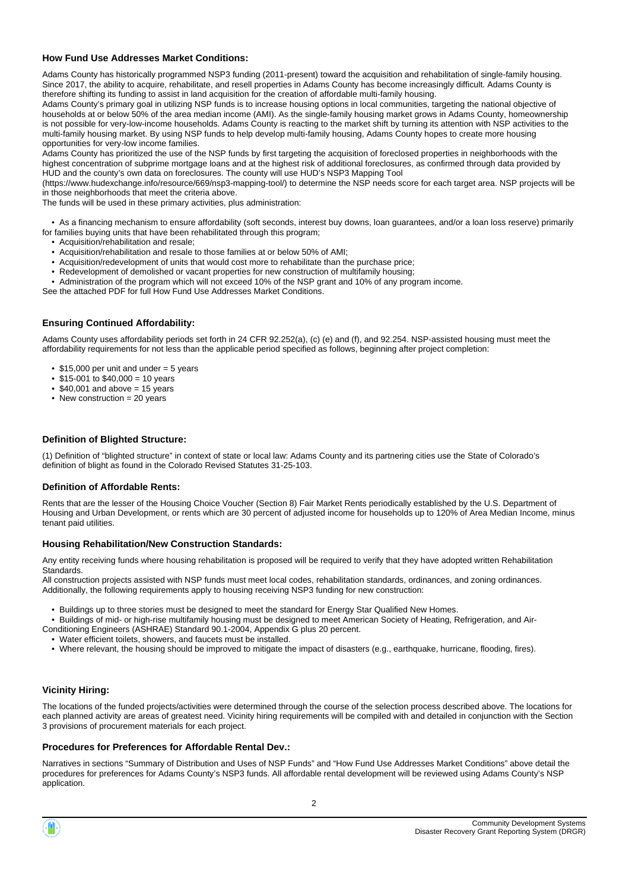### How Fund Use Addresses Market Conditions:

Adams County has historically programmed NSP3 funding (2011-present) toward the acquisition and rehabilitation of single-family housing. Since 2017, the ability to acquire, rehabilitate, and resell properties in Adams County has become increasingly difficult. Adams County is therefore shifting its funding to assist in land acquisition for the creation of affordable multi-family housing.

Adams County's primary goal in utilizing NSP funds is to increase housing options in local communities, targeting the national objective of households at or below 50% of the area median income (AMI). As the single-family housing market grows in Adams County, homeownership is not possible for very-low-income households. Adams County is reacting to the market shift by turning its attention with NSP activities to the multi-family housing market. By using NSP funds to help develop multi-family housing, Adams County hopes to create more housing opportunities for very-low income families.

Adams County has prioritized the use of the NSP funds by first targeting the acquisition of foreclosed properties in neighborhoods with the highest concentration of subprime mortgage loans and at the highest risk of additional foreclosures, as confirmed through data provided by HUD and the county's own data on foreclosures. The county will use HUD's NSP3 Mapping Tool (https://www.hudexchange.info/resource/669/nsp3-mapping-tool/) to determine the NSP needs score for each target area. NSP projects will be in those neighborhoods that meet the criteria above.

The funds will be used in these primary activities, plus administration:

- As a financing mechanism to ensure affordability (soft seconds, interest buy downs, loan guarantees, and/or a loan loss reserve) primarily for families buying units that have been rehabilitated through this program;
- Acquisition/rehabilitation and resale;
- Acquisition/rehabilitation and resale to those families at or below 50% of AMI;
- Acquisition/redevelopment of units that would cost more to rehabilitate than the purchase price;
- Redevelopment of demolished or vacant properties for new construction of multifamily housing;
- Administration of the program which will not exceed 10% of the NSP grant and 10% of any program income.

See the attached PDF for full How Fund Use Addresses Market Conditions.

### Ensuring Continued Affordability:

Adams County uses affordability periods set forth in 24 CFR 92.252(a), (c) (e) and (f), and 92.254. NSP-assisted housing must meet the affordability requirements for not less than the applicable period specified as follows, beginning after project completion:

- $15,000 per unit and under = 5 years
- $15-001 to $40,000 = 10 years
- $40,001 and above = 15 years
- New construction = 20 years

### Definition of Blighted Structure:

(1) Definition of "blighted structure" in context of state or local law: Adams County and its partnering cities use the State of Colorado's definition of blight as found in the Colorado Revised Statutes 31-25-103.

### Definition of Affordable Rents:

Rents that are the lesser of the Housing Choice Voucher (Section 8) Fair Market Rents periodically established by the U.S. Department of Housing and Urban Development, or rents which are 30 percent of adjusted income for households up to 120% of Area Median Income, minus tenant paid utilities.

### Housing Rehabilitation/New Construction Standards:

Any entity receiving funds where housing rehabilitation is proposed will be required to verify that they have adopted written Rehabilitation Standards.

All construction projects assisted with NSP funds must meet local codes, rehabilitation standards, ordinances, and zoning ordinances. Additionally, the following requirements apply to housing receiving NSP3 funding for new construction:

- Buildings up to three stories must be designed to meet the standard for Energy Star Qualified New Homes.
- Buildings of mid- or high-rise multifamily housing must be designed to meet American Society of Heating, Refrigeration, and Air-Conditioning Engineers (ASHRAE) Standard 90.1-2004, Appendix G plus 20 percent.
- Water efficient toilets, showers, and faucets must be installed.
- Where relevant, the housing should be improved to mitigate the impact of disasters (e.g., earthquake, hurricane, flooding, fires).

### Vicinity Hiring:

The locations of the funded projects/activities were determined through the course of the selection process described above. The locations for each planned activity are areas of greatest need. Vicinity hiring requirements will be compiled with and detailed in conjunction with the Section 3 provisions of procurement materials for each project.

### Procedures for Preferences for Affordable Rental Dev.:

Narratives in sections "Summary of Distribution and Uses of NSP Funds" and "How Fund Use Addresses Market Conditions" above detail the procedures for preferences for Adams County's NSP3 funds. All affordable rental development will be reviewed using Adams County's NSP application.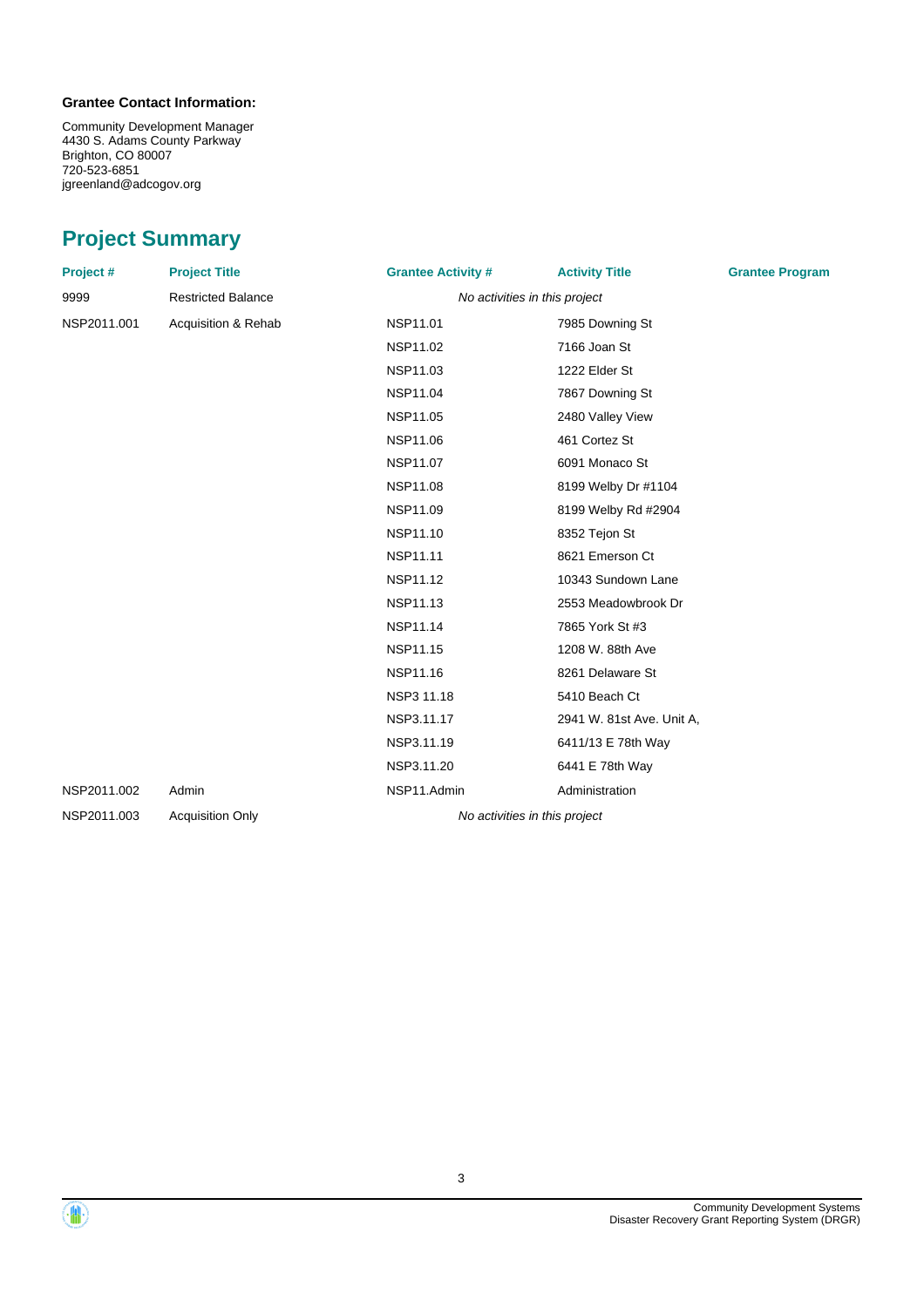**Grantee Contact Information:**

Community Development Manager
4430 S. Adams County Parkway
Brighton, CO 80007
720-523-6851
jgreenland@adcogov.org

## Project Summary

| Project # | Project Title | Grantee Activity # | Activity Title | Grantee Program |
|---|---|---|---|---|
| 9999 | Restricted Balance | *No activities in this project* | | |
| NSP2011.001 | Acquisition & Rehab | NSP11.01 | 7985 Downing St | |
| | | NSP11.02 | 7166 Joan St | |
| | | NSP11.03 | 1222 Elder St | |
| | | NSP11.04 | 7867 Downing St | |
| | | NSP11.05 | 2480 Valley View | |
| | | NSP11.06 | 461 Cortez St | |
| | | NSP11.07 | 6091 Monaco St | |
| | | NSP11.08 | 8199 Welby Dr #1104 | |
| | | NSP11.09 | 8199 Welby Rd #2904 | |
| | | NSP11.10 | 8352 Tejon St | |
| | | NSP11.11 | 8621 Emerson Ct | |
| | | NSP11.12 | 10343 Sundown Lane | |
| | | NSP11.13 | 2553 Meadowbrook Dr | |
| | | NSP11.14 | 7865 York St #3 | |
| | | NSP11.15 | 1208 W. 88th Ave | |
| | | NSP11.16 | 8261 Delaware St | |
| | | NSP3 11.18 | 5410 Beach Ct | |
| | | NSP3.11.17 | 2941 W. 81st Ave. Unit A, | |
| | | NSP3.11.19 | 6411/13 E 78th Way | |
| | | NSP3.11.20 | 6441 E 78th Way | |
| NSP2011.002 | Admin | NSP11.Admin | Administration | |
| NSP2011.003 | Acquisition Only | *No activities in this project* | | |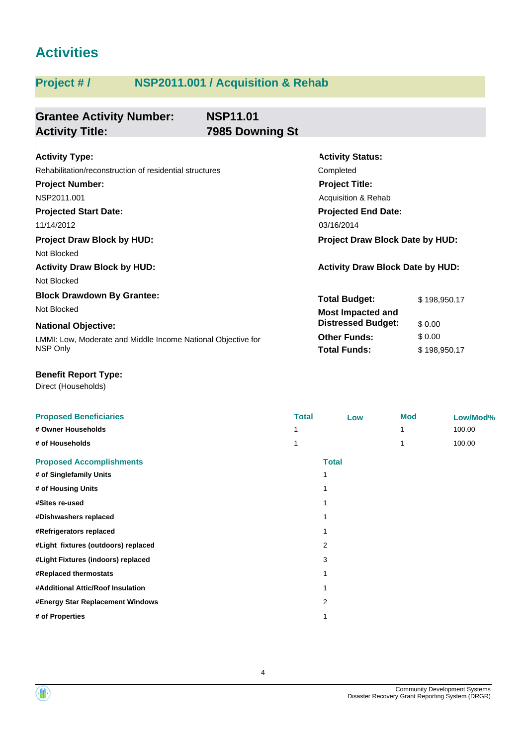# Activities

## Project # / NSP2011.001 / Acquisition & Rehab

**Grantee Activity Number:** NSP11.01
**Activity Title:** 7985 Downing St

**Activity Type:**
Rehabilitation/reconstruction of residential structures

**Activity Status:**
Completed

**Project Number:**
NSP2011.001

**Project Title:**
Acquisition & Rehab

**Projected Start Date:**
11/14/2012

**Projected End Date:**
03/16/2014

**Project Draw Block by HUD:**
Not Blocked

**Project Draw Block Date by HUD:**

**Activity Draw Block by HUD:**
Not Blocked

**Activity Draw Block Date by HUD:**

**Block Drawdown By Grantee:**
Not Blocked

**National Objective:**
LMMI: Low, Moderate and Middle Income National Objective for NSP Only

**Total Budget:** $ 198,950.17
**Most Impacted and Distressed Budget:** $ 0.00
**Other Funds:** $ 0.00
**Total Funds:** $ 198,950.17

**Benefit Report Type:**
Direct (Households)

| Proposed Beneficiaries | Total | Low | Mod | Low/Mod% |
|---|---|---|---|---|
| # Owner Households | 1 | | 1 | 100.00 |
| # of Households | 1 | | 1 | 100.00 |

| Proposed Accomplishments | Total |
|---|---|
| # of Singlefamily Units | 1 |
| # of Housing Units | 1 |
| #Sites re-used | 1 |
| #Dishwashers replaced | 1 |
| #Refrigerators replaced | 1 |
| #Light fixtures (outdoors) replaced | 2 |
| #Light Fixtures (indoors) replaced | 3 |
| #Replaced thermostats | 1 |
| #Additional Attic/Roof Insulation | 1 |
| #Energy Star Replacement Windows | 2 |
| # of Properties | 1 |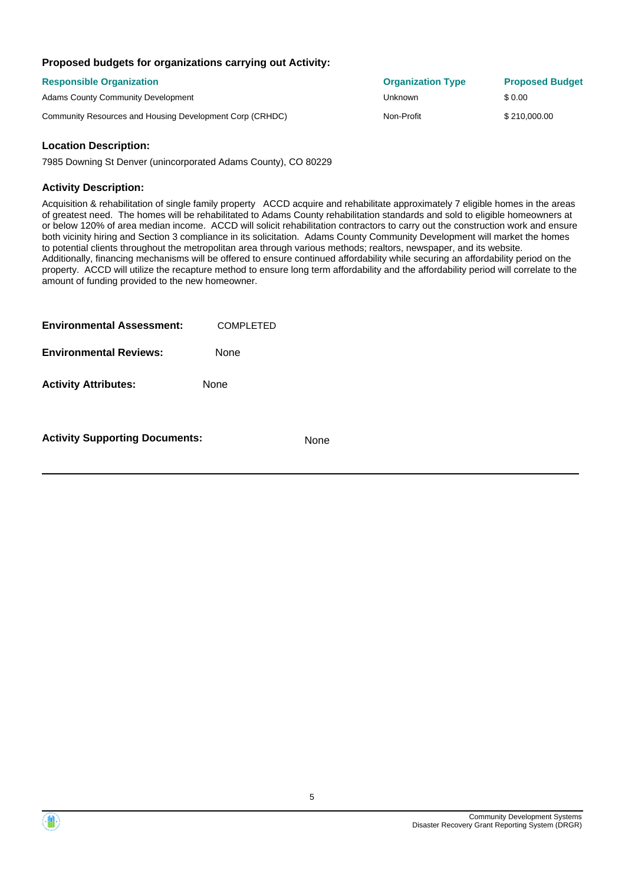**Proposed budgets for organizations carrying out Activity:**

| Responsible Organization | Organization Type | Proposed Budget |
| --- | --- | --- |
| Adams County Community Development | Unknown | $ 0.00 |
| Community Resources and Housing Development Corp (CRHDC) | Non-Profit | $ 210,000.00 |

**Location Description:**

7985 Downing St Denver (unincorporated Adams County), CO 80229

**Activity Description:**

Acquisition & rehabilitation of single family property ACCD acquire and rehabilitate approximately 7 eligible homes in the areas of greatest need. The homes will be rehabilitated to Adams County rehabilitation standards and sold to eligible homeowners at or below 120% of area median income. ACCD will solicit rehabilitation contractors to carry out the construction work and ensure both vicinity hiring and Section 3 compliance in its solicitation. Adams County Community Development will market the homes to potential clients throughout the metropolitan area through various methods; realtors, newspaper, and its website. Additionally, financing mechanisms will be offered to ensure continued affordability while securing an affordability period on the property. ACCD will utilize the recapture method to ensure long term affordability and the affordability period will correlate to the amount of funding provided to the new homeowner.

**Environmental Assessment:** COMPLETED

**Environmental Reviews:** None

**Activity Attributes:** None

**Activity Supporting Documents:** None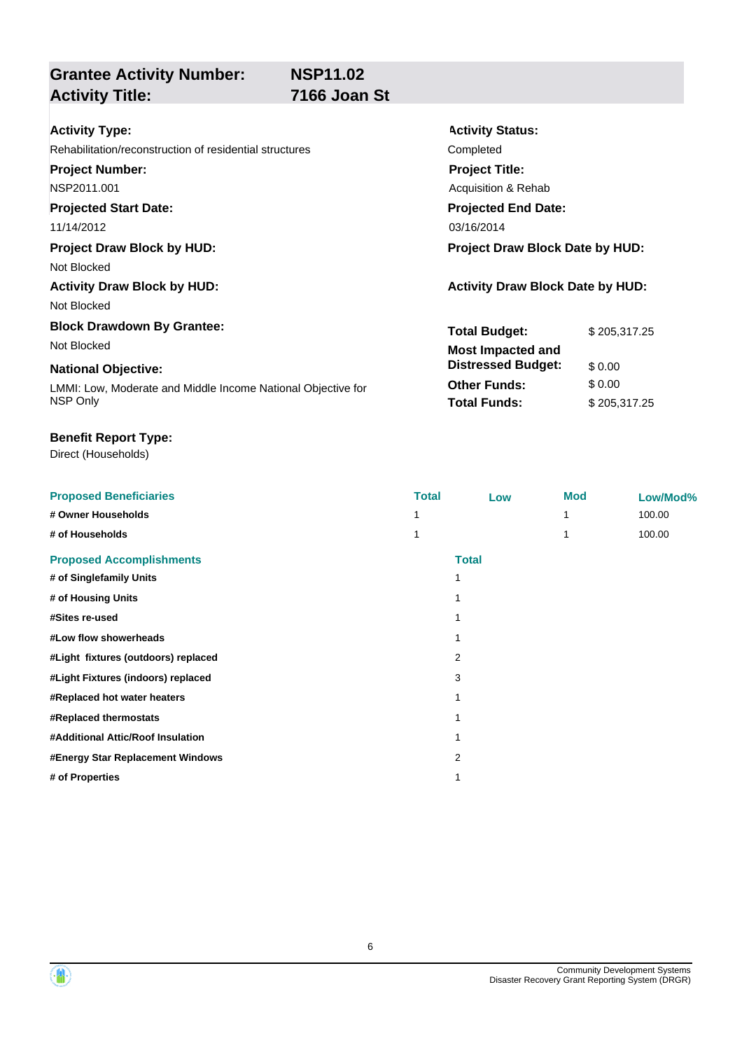## Grantee Activity Number: NSP11.02
## Activity Title: 7166 Joan St

**Activity Type:**
Rehabilitation/reconstruction of residential structures

**Activity Status:**
Completed

**Project Number:**
NSP2011.001

**Project Title:**
Acquisition & Rehab

**Projected Start Date:**
11/14/2012

**Projected End Date:**
03/16/2014

**Project Draw Block by HUD:**
Not Blocked

**Project Draw Block Date by HUD:**

**Activity Draw Block by HUD:**
Not Blocked

**Activity Draw Block Date by HUD:**

**Block Drawdown By Grantee:**
Not Blocked

**National Objective:**
LMMI: Low, Moderate and Middle Income National Objective for NSP Only

| | |
|---|---|
| **Total Budget:** | $ 205,317.25 |
| **Most Impacted and Distressed Budget:** | $ 0.00 |
| **Other Funds:** | $ 0.00 |
| **Total Funds:** | $ 205,317.25 |

**Benefit Report Type:**
Direct (Households)

| Proposed Beneficiaries | Total | Low | Mod | Low/Mod% |
|---|---|---|---|---|
| # Owner Households | 1 | | 1 | 100.00 |
| # of Households | 1 | | 1 | 100.00 |

| Proposed Accomplishments | Total |
|---|---|
| # of Singlefamily Units | 1 |
| # of Housing Units | 1 |
| #Sites re-used | 1 |
| #Low flow showerheads | 1 |
| #Light fixtures (outdoors) replaced | 2 |
| #Light Fixtures (indoors) replaced | 3 |
| #Replaced hot water heaters | 1 |
| #Replaced thermostats | 1 |
| #Additional Attic/Roof Insulation | 1 |
| #Energy Star Replacement Windows | 2 |
| # of Properties | 1 |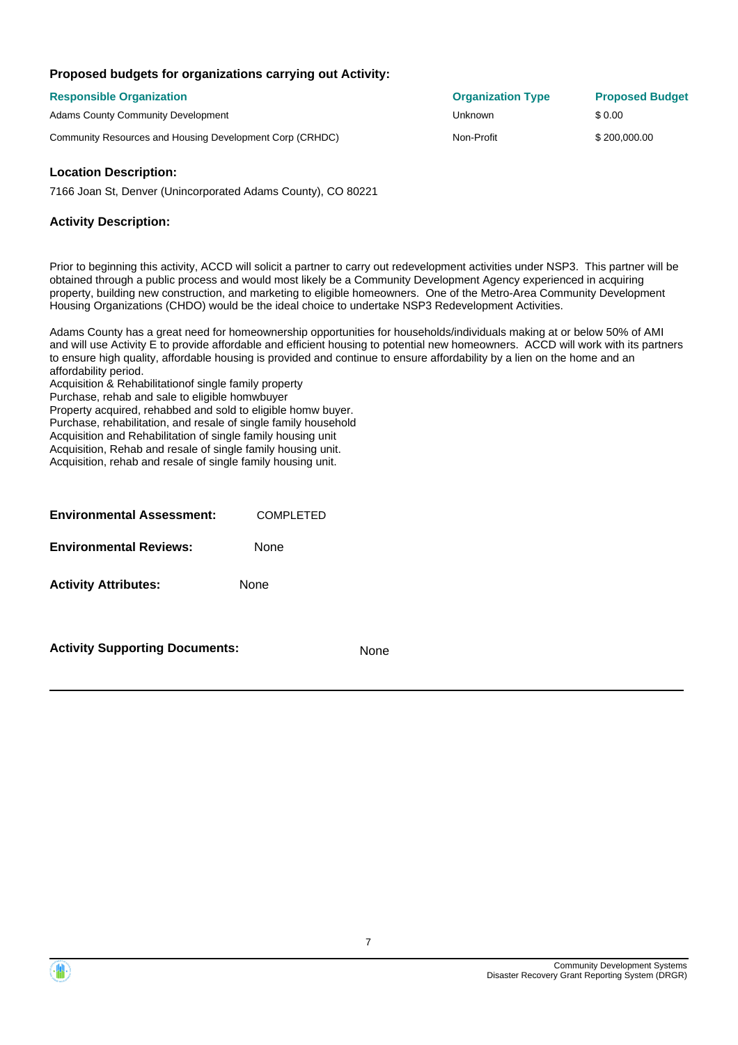### Proposed budgets for organizations carrying out Activity:

| Responsible Organization | Organization Type | Proposed Budget |
| --- | --- | --- |
| Adams County Community Development | Unknown | $ 0.00 |
| Community Resources and Housing Development Corp (CRHDC) | Non-Profit | $ 200,000.00 |

### Location Description:

7166 Joan St, Denver (Unincorporated Adams County), CO 80221

### Activity Description:

Prior to beginning this activity, ACCD will solicit a partner to carry out redevelopment activities under NSP3. This partner will be obtained through a public process and would most likely be a Community Development Agency experienced in acquiring property, building new construction, and marketing to eligible homeowners. One of the Metro-Area Community Development Housing Organizations (CHDO) would be the ideal choice to undertake NSP3 Redevelopment Activities.

Adams County has a great need for homeownership opportunities for households/individuals making at or below 50% of AMI and will use Activity E to provide affordable and efficient housing to potential new homeowners. ACCD will work with its partners to ensure high quality, affordable housing is provided and continue to ensure affordability by a lien on the home and an affordability period.
Acquisition & Rehabilitationof single family property
Purchase, rehab and sale to eligible homwbuyer
Property acquired, rehabbed and sold to eligible homw buyer.
Purchase, rehabilitation, and resale of single family household
Acquisition and Rehabilitation of single family housing unit
Acquisition, Rehab and resale of single family housing unit.
Acquisition, rehab and resale of single family housing unit.

**Environmental Assessment:** COMPLETED

**Environmental Reviews:** None

**Activity Attributes:** None

**Activity Supporting Documents:** None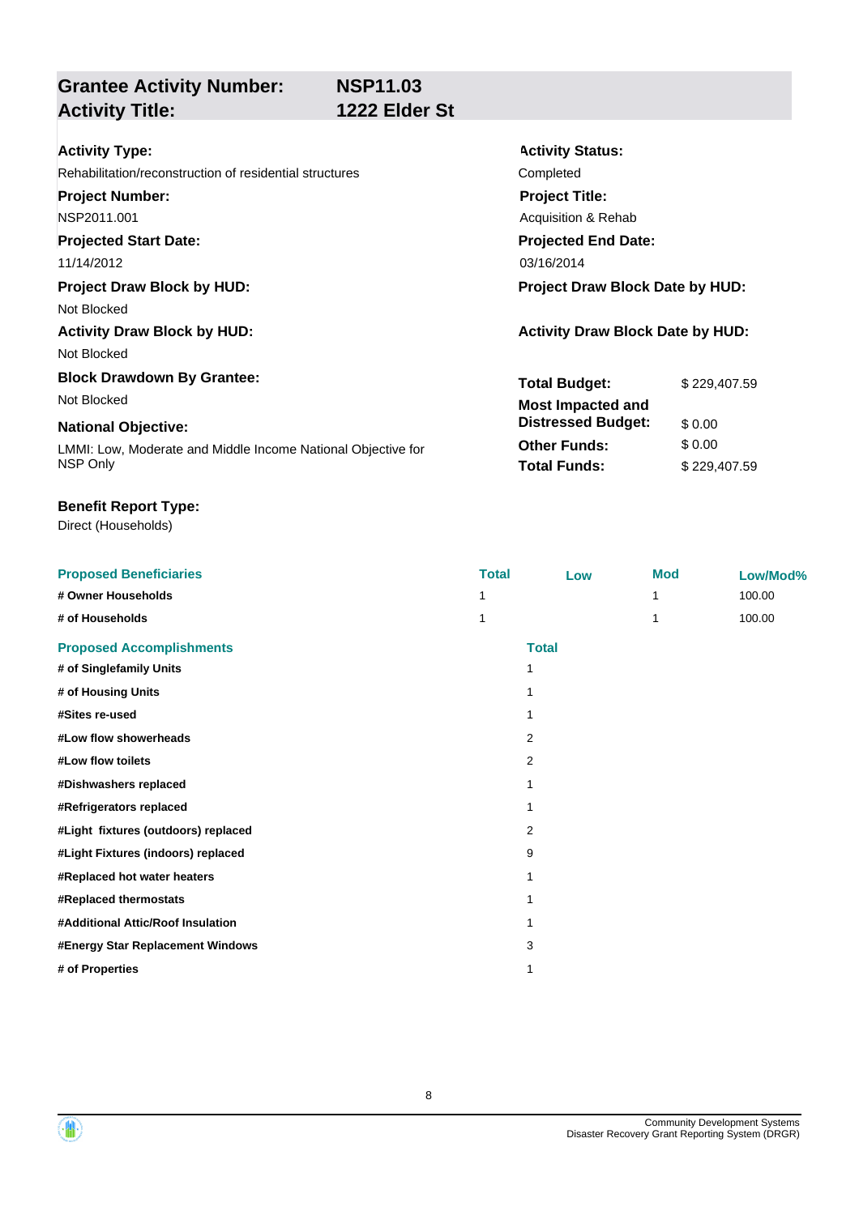**Grantee Activity Number:** **NSP11.03**
**Activity Title:** **1222 Elder St**

**Activity Type:**
Rehabilitation/reconstruction of residential structures

**Activity Status:**
Completed

**Project Number:**
NSP2011.001

**Project Title:**
Acquisition & Rehab

**Projected Start Date:**
11/14/2012

**Projected End Date:**
03/16/2014

**Project Draw Block by HUD:**
Not Blocked

**Project Draw Block Date by HUD:**

**Activity Draw Block by HUD:**
Not Blocked

**Activity Draw Block Date by HUD:**

**Block Drawdown By Grantee:**
Not Blocked

| | |
|---|---|
| **Total Budget:** | $ 229,407.59 |
| **Most Impacted and Distressed Budget:** | $ 0.00 |
| **Other Funds:** | $ 0.00 |
| **Total Funds:** | $ 229,407.59 |

**National Objective:**
LMMI: Low, Moderate and Middle Income National Objective for NSP Only

**Benefit Report Type:**
Direct (Households)

| Proposed Beneficiaries | Total | Low | Mod | Low/Mod% |
|---|---|---|---|---|
| **# Owner Households** | 1 | | 1 | 100.00 |
| **# of Households** | 1 | | 1 | 100.00 |

| Proposed Accomplishments | Total |
|---|---|
| **# of Singlefamily Units** | 1 |
| **# of Housing Units** | 1 |
| **#Sites re-used** | 1 |
| **#Low flow showerheads** | 2 |
| **#Low flow toilets** | 2 |
| **#Dishwashers replaced** | 1 |
| **#Refrigerators replaced** | 1 |
| **#Light fixtures (outdoors) replaced** | 2 |
| **#Light Fixtures (indoors) replaced** | 9 |
| **#Replaced hot water heaters** | 1 |
| **#Replaced thermostats** | 1 |
| **#Additional Attic/Roof Insulation** | 1 |
| **#Energy Star Replacement Windows** | 3 |
| **# of Properties** | 1 |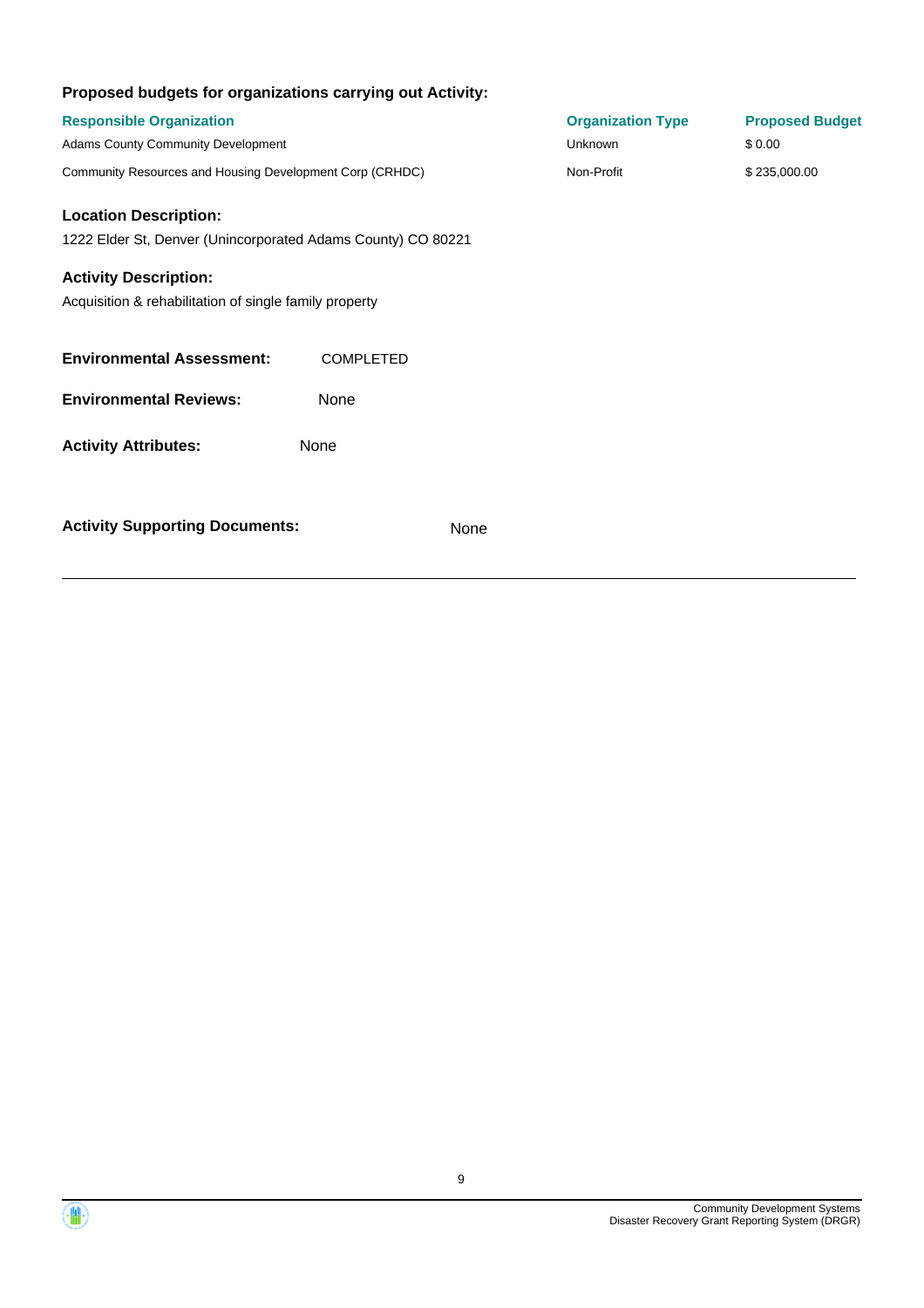**Proposed budgets for organizations carrying out Activity:**

| Responsible Organization | Organization Type | Proposed Budget |
| --- | --- | --- |
| Adams County Community Development | Unknown | $ 0.00 |
| Community Resources and Housing Development Corp (CRHDC) | Non-Profit | $ 235,000.00 |

**Location Description:**

1222 Elder St, Denver (Unincorporated Adams County) CO 80221

**Activity Description:**

Acquisition & rehabilitation of single family property

**Environmental Assessment:** COMPLETED

**Environmental Reviews:** None

**Activity Attributes:** None

**Activity Supporting Documents:** None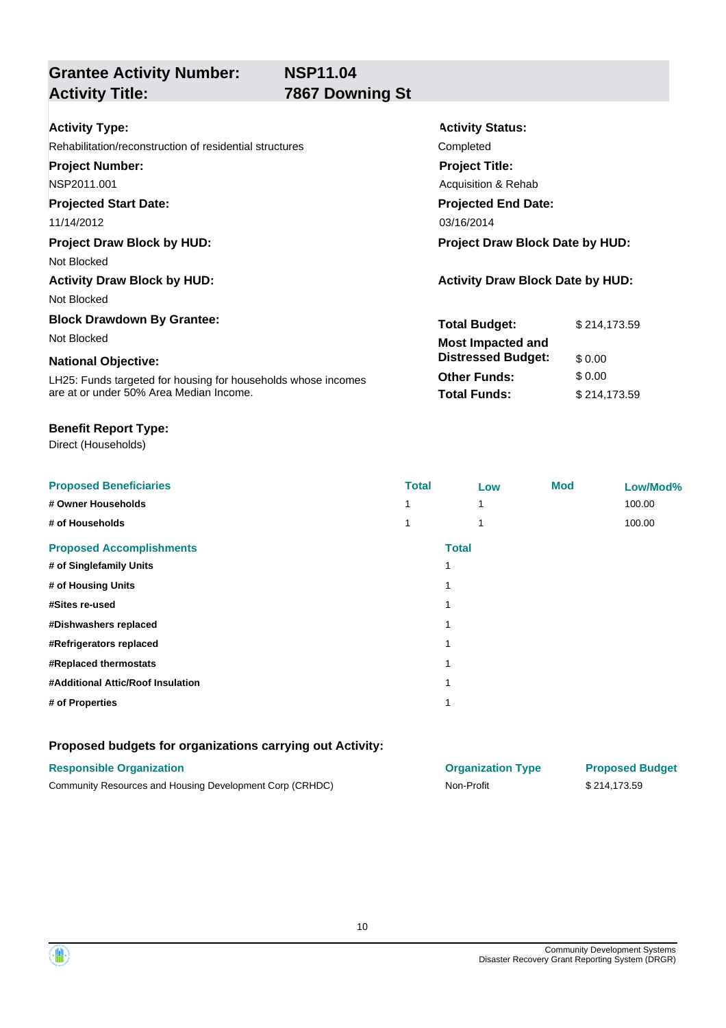## Grantee Activity Number: NSP11.04
## Activity Title: 7867 Downing St

**Activity Type:**
Rehabilitation/reconstruction of residential structures

**Activity Status:**
Completed

**Project Number:**
NSP2011.001

**Project Title:**
Acquisition & Rehab

**Projected Start Date:**
11/14/2012

**Projected End Date:**
03/16/2014

**Project Draw Block by HUD:**
Not Blocked

**Project Draw Block Date by HUD:**

**Activity Draw Block by HUD:**
Not Blocked

**Activity Draw Block Date by HUD:**

**Block Drawdown By Grantee:**
Not Blocked

**National Objective:**
LH25: Funds targeted for housing for households whose incomes are at or under 50% Area Median Income.

| | |
|---|---|
| **Total Budget:** | $ 214,173.59 |
| **Most Impacted and Distressed Budget:** | $ 0.00 |
| **Other Funds:** | $ 0.00 |
| **Total Funds:** | $ 214,173.59 |

**Benefit Report Type:**
Direct (Households)

| Proposed Beneficiaries | Total | Low | Mod | Low/Mod% |
|---|---|---|---|---|
| # Owner Households | 1 | 1 | | 100.00 |
| # of Households | 1 | 1 | | 100.00 |

| Proposed Accomplishments | Total |
|---|---|
| # of Singlefamily Units | 1 |
| # of Housing Units | 1 |
| #Sites re-used | 1 |
| #Dishwashers replaced | 1 |
| #Refrigerators replaced | 1 |
| #Replaced thermostats | 1 |
| #Additional Attic/Roof Insulation | 1 |
| # of Properties | 1 |

### Proposed budgets for organizations carrying out Activity:

| Responsible Organization | Organization Type | Proposed Budget |
|---|---|---|
| Community Resources and Housing Development Corp (CRHDC) | Non-Profit | $ 214,173.59 |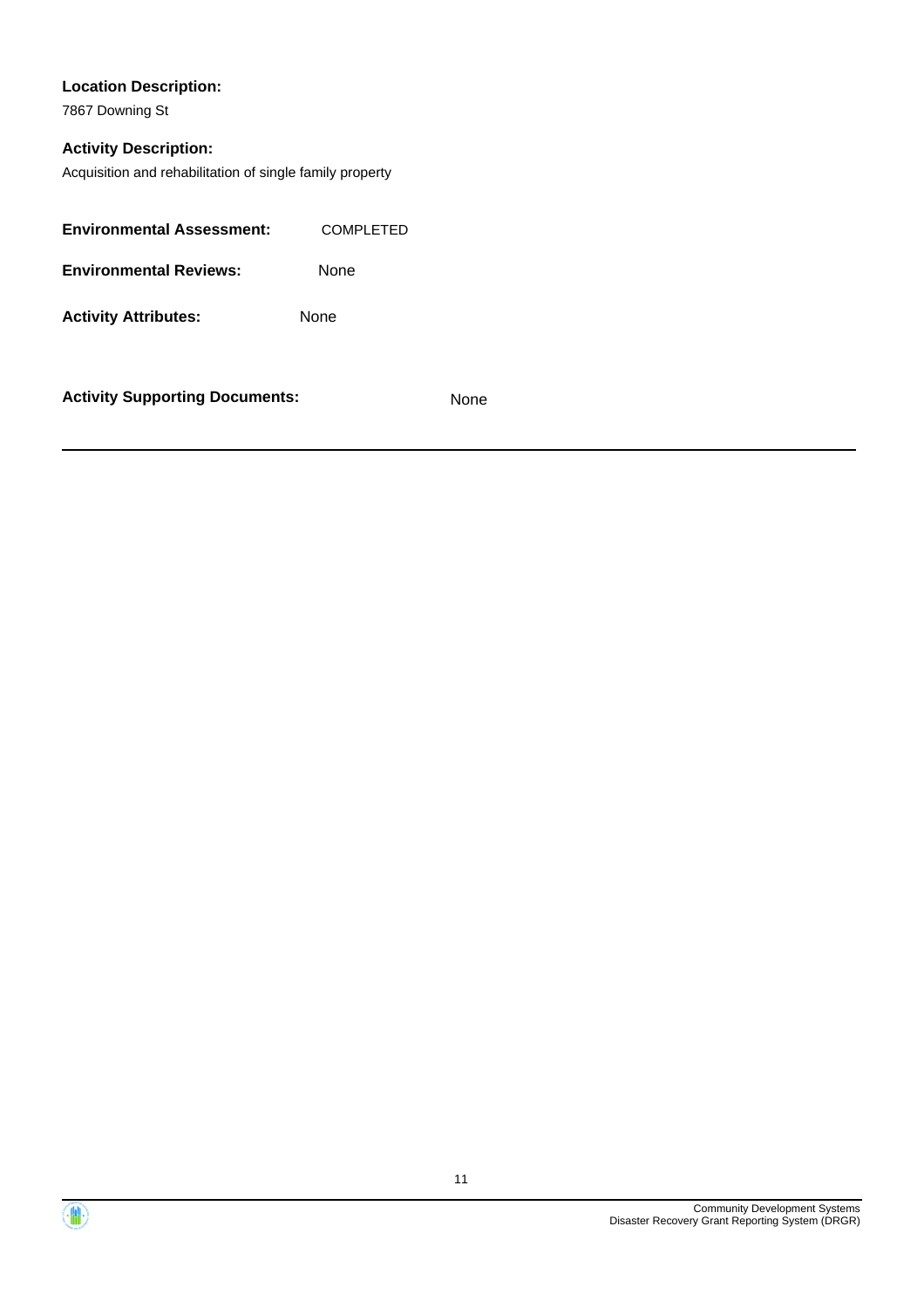**Location Description:**

7867 Downing St

**Activity Description:**

Acquisition and rehabilitation of single family property

**Environmental Assessment:** COMPLETED

**Environmental Reviews:** None

**Activity Attributes:** None

**Activity Supporting Documents:** None

---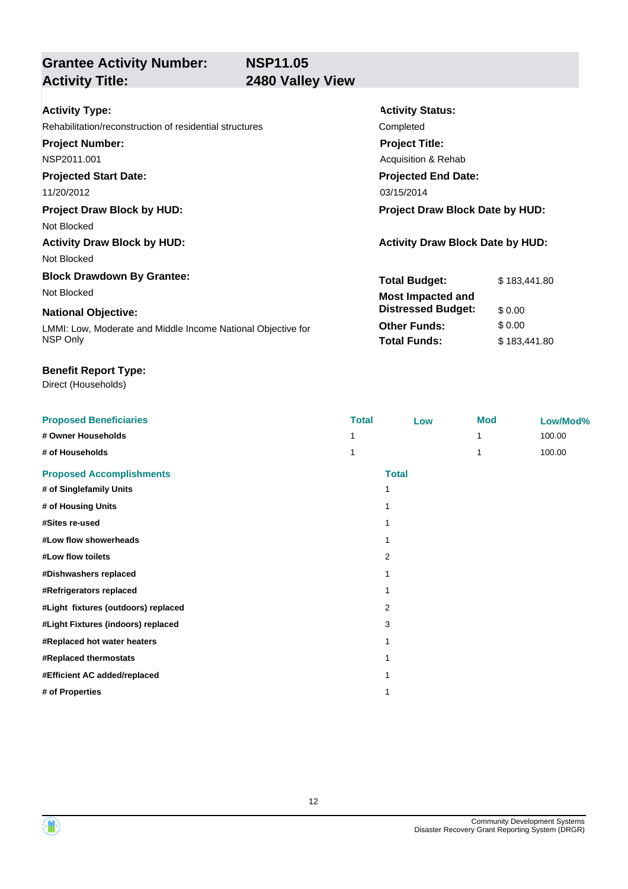## Grantee Activity Number: NSP11.05
## Activity Title: 2480 Valley View

**Activity Type:**
Rehabilitation/reconstruction of residential structures

**Activity Status:**
Completed

**Project Number:**
NSP2011.001

**Project Title:**
Acquisition & Rehab

**Projected Start Date:**
11/20/2012

**Projected End Date:**
03/15/2014

**Project Draw Block by HUD:**
Not Blocked

**Project Draw Block Date by HUD:**

**Activity Draw Block by HUD:**
Not Blocked

**Activity Draw Block Date by HUD:**

**Block Drawdown By Grantee:**
Not Blocked

**National Objective:**
LMMI: Low, Moderate and Middle Income National Objective for NSP Only

| | |
|---|---|
| **Total Budget:** | $ 183,441.80 |
| **Most Impacted and Distressed Budget:** | $ 0.00 |
| **Other Funds:** | $ 0.00 |
| **Total Funds:** | $ 183,441.80 |

**Benefit Report Type:**
Direct (Households)

| Proposed Beneficiaries | Total | Low | Mod | Low/Mod% |
|---|---|---|---|---|
| # Owner Households | 1 | | 1 | 100.00 |
| # of Households | 1 | | 1 | 100.00 |

| Proposed Accomplishments | Total |
|---|---|
| # of Singlefamily Units | 1 |
| # of Housing Units | 1 |
| #Sites re-used | 1 |
| #Low flow showerheads | 1 |
| #Low flow toilets | 2 |
| #Dishwashers replaced | 1 |
| #Refrigerators replaced | 1 |
| #Light fixtures (outdoors) replaced | 2 |
| #Light Fixtures (indoors) replaced | 3 |
| #Replaced hot water heaters | 1 |
| #Replaced thermostats | 1 |
| #Efficient AC added/replaced | 1 |
| # of Properties | 1 |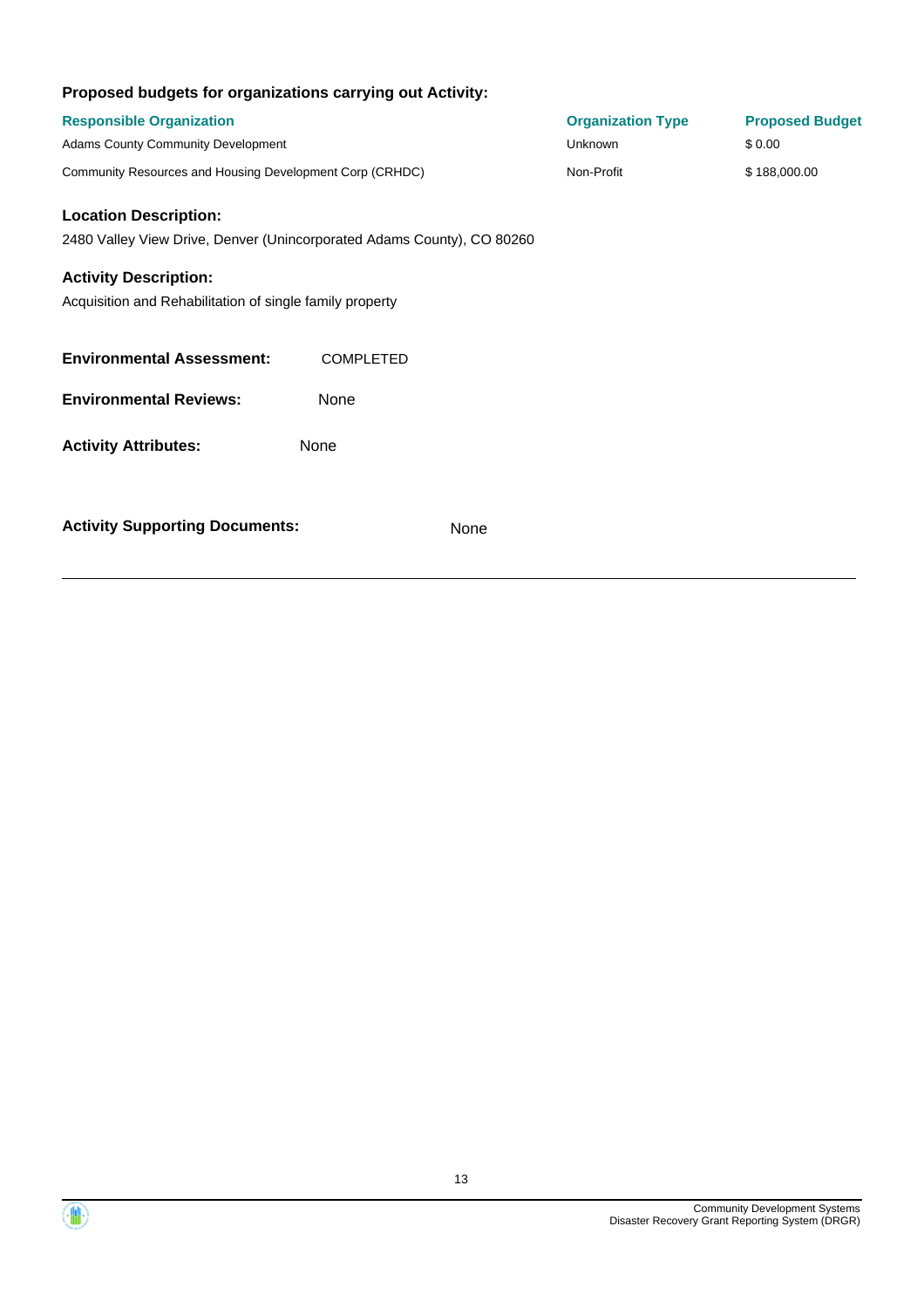**Proposed budgets for organizations carrying out Activity:**

| Responsible Organization | Organization Type | Proposed Budget |
| --- | --- | --- |
| Adams County Community Development | Unknown | $ 0.00 |
| Community Resources and Housing Development Corp (CRHDC) | Non-Profit | $ 188,000.00 |

**Location Description:**

2480 Valley View Drive, Denver (Unincorporated Adams County), CO 80260

**Activity Description:**

Acquisition and Rehabilitation of single family property

**Environmental Assessment:** COMPLETED

**Environmental Reviews:** None

**Activity Attributes:** None

**Activity Supporting Documents:** None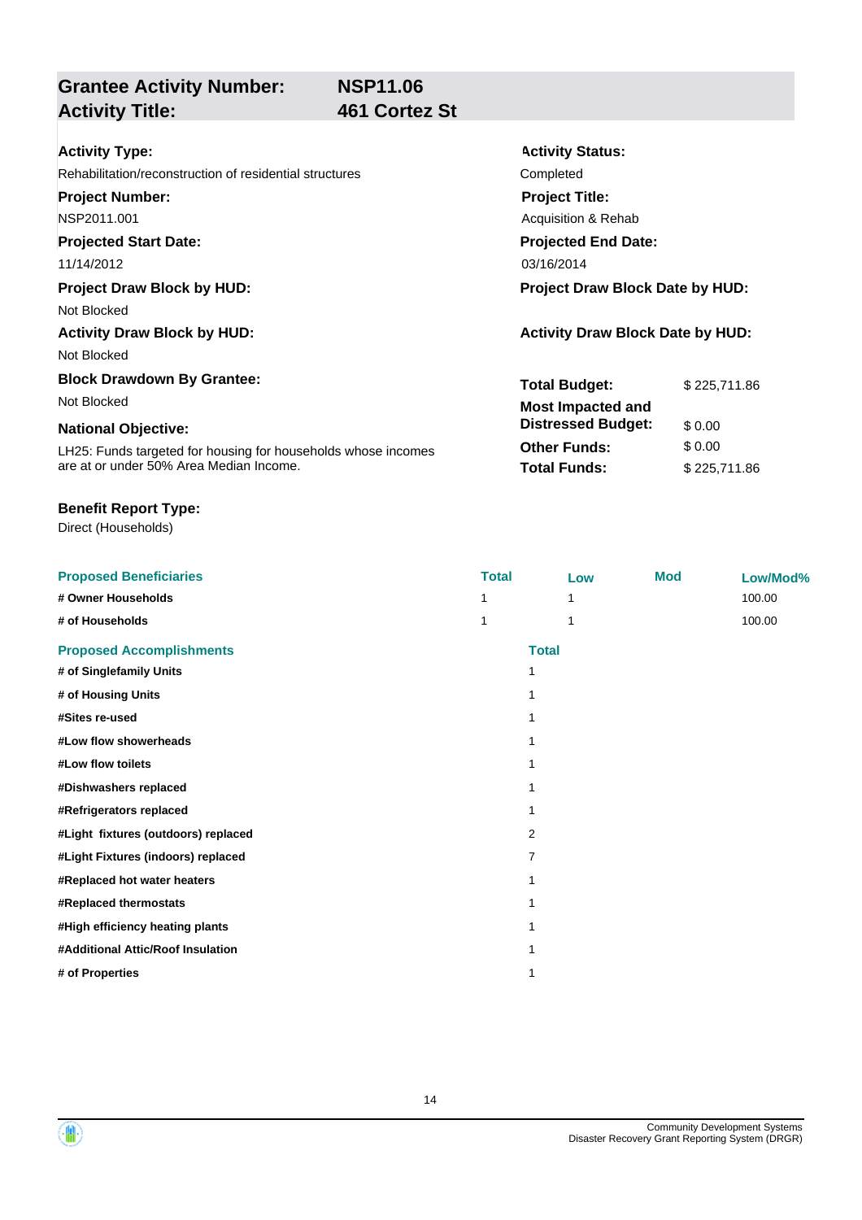## Grantee Activity Number: NSP11.06
## Activity Title: 461 Cortez St

**Activity Type:**
Rehabilitation/reconstruction of residential structures

**Activity Status:**
Completed

**Project Number:**
NSP2011.001

**Project Title:**
Acquisition & Rehab

**Projected Start Date:**
11/14/2012

**Projected End Date:**
03/16/2014

**Project Draw Block by HUD:**
Not Blocked

**Project Draw Block Date by HUD:**

**Activity Draw Block by HUD:**
Not Blocked

**Activity Draw Block Date by HUD:**

**Block Drawdown By Grantee:**
Not Blocked

**National Objective:**
LH25: Funds targeted for housing for households whose incomes are at or under 50% Area Median Income.

| | |
|---|---|
| **Total Budget:** | $ 225,711.86 |
| **Most Impacted and Distressed Budget:** | $ 0.00 |
| **Other Funds:** | $ 0.00 |
| **Total Funds:** | $ 225,711.86 |

**Benefit Report Type:**
Direct (Households)

| Proposed Beneficiaries | Total | Low | Mod | Low/Mod% |
|---|---|---|---|---|
| # Owner Households | 1 | 1 | | 100.00 |
| # of Households | 1 | 1 | | 100.00 |

| Proposed Accomplishments | Total |
|---|---|
| # of Singlefamily Units | 1 |
| # of Housing Units | 1 |
| #Sites re-used | 1 |
| #Low flow showerheads | 1 |
| #Low flow toilets | 1 |
| #Dishwashers replaced | 1 |
| #Refrigerators replaced | 1 |
| #Light fixtures (outdoors) replaced | 2 |
| #Light Fixtures (indoors) replaced | 7 |
| #Replaced hot water heaters | 1 |
| #Replaced thermostats | 1 |
| #High efficiency heating plants | 1 |
| #Additional Attic/Roof Insulation | 1 |
| # of Properties | 1 |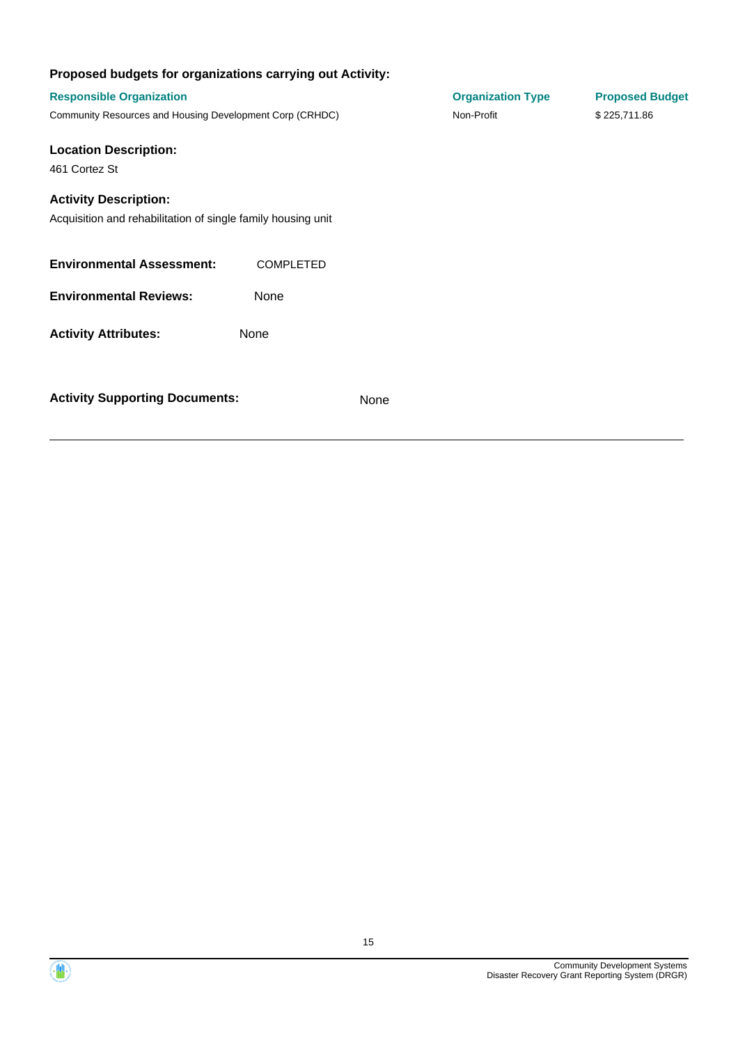**Proposed budgets for organizations carrying out Activity:**

| Responsible Organization | Organization Type | Proposed Budget |
| --- | --- | --- |
| Community Resources and Housing Development Corp (CRHDC) | Non-Profit | $ 225,711.86 |

**Location Description:**

461 Cortez St

**Activity Description:**

Acquisition and rehabilitation of single family housing unit

**Environmental Assessment:** COMPLETED

**Environmental Reviews:** None

**Activity Attributes:** None

**Activity Supporting Documents:** None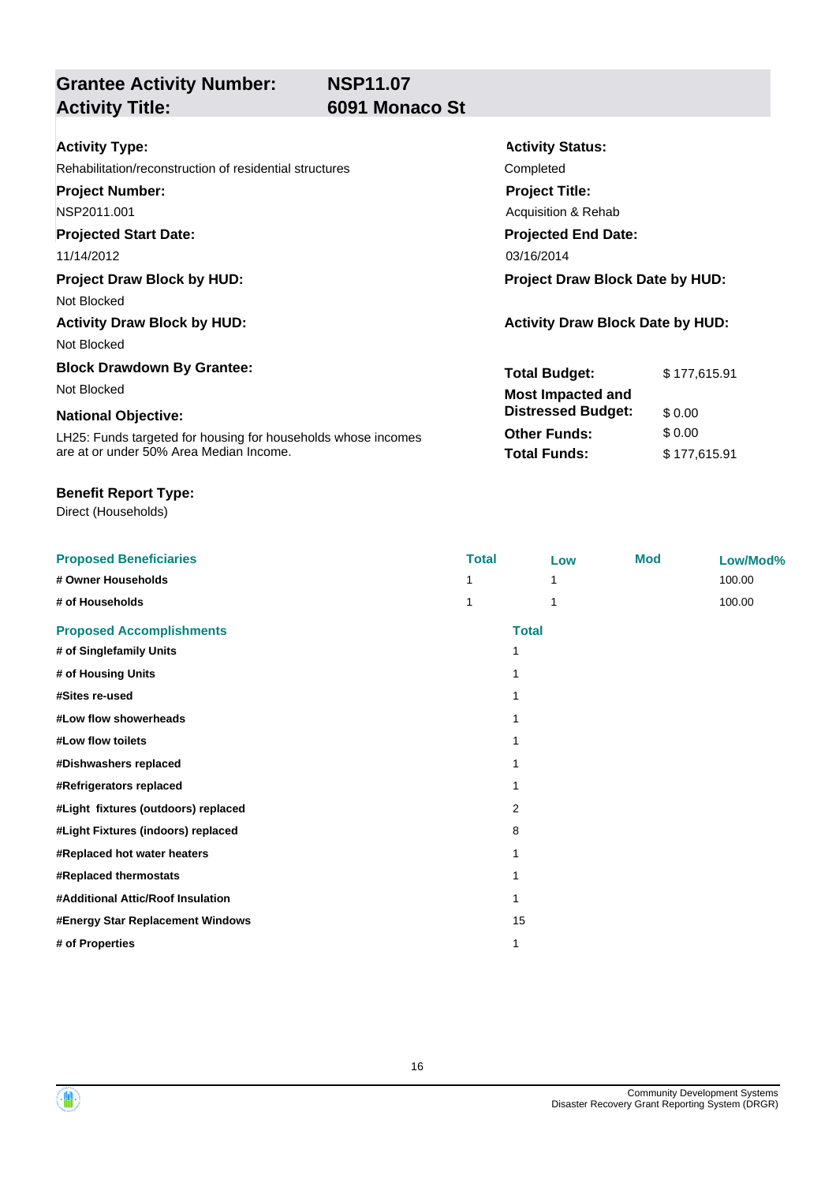## Grantee Activity Number: NSP11.07
## Activity Title: 6091 Monaco St

**Activity Type:**
Rehabilitation/reconstruction of residential structures

**Activity Status:**
Completed

**Project Number:**
NSP2011.001

**Project Title:**
Acquisition & Rehab

**Projected Start Date:**
11/14/2012

**Projected End Date:**
03/16/2014

**Project Draw Block by HUD:**
Not Blocked

**Project Draw Block Date by HUD:**

**Activity Draw Block by HUD:**
Not Blocked

**Activity Draw Block Date by HUD:**

**Block Drawdown By Grantee:**
Not Blocked

**National Objective:**
LH25: Funds targeted for housing for households whose incomes are at or under 50% Area Median Income.

| | |
|---|---|
| **Total Budget:** | $ 177,615.91 |
| **Most Impacted and Distressed Budget:** | $ 0.00 |
| **Other Funds:** | $ 0.00 |
| **Total Funds:** | $ 177,615.91 |

**Benefit Report Type:**
Direct (Households)

| Proposed Beneficiaries | Total | Low | Mod | Low/Mod% |
|---|---|---|---|---|
| # Owner Households | 1 | 1 | | 100.00 |
| # of Households | 1 | 1 | | 100.00 |

| Proposed Accomplishments | Total |
|---|---|
| # of Singlefamily Units | 1 |
| # of Housing Units | 1 |
| #Sites re-used | 1 |
| #Low flow showerheads | 1 |
| #Low flow toilets | 1 |
| #Dishwashers replaced | 1 |
| #Refrigerators replaced | 1 |
| #Light fixtures (outdoors) replaced | 2 |
| #Light Fixtures (indoors) replaced | 8 |
| #Replaced hot water heaters | 1 |
| #Replaced thermostats | 1 |
| #Additional Attic/Roof Insulation | 1 |
| #Energy Star Replacement Windows | 15 |
| # of Properties | 1 |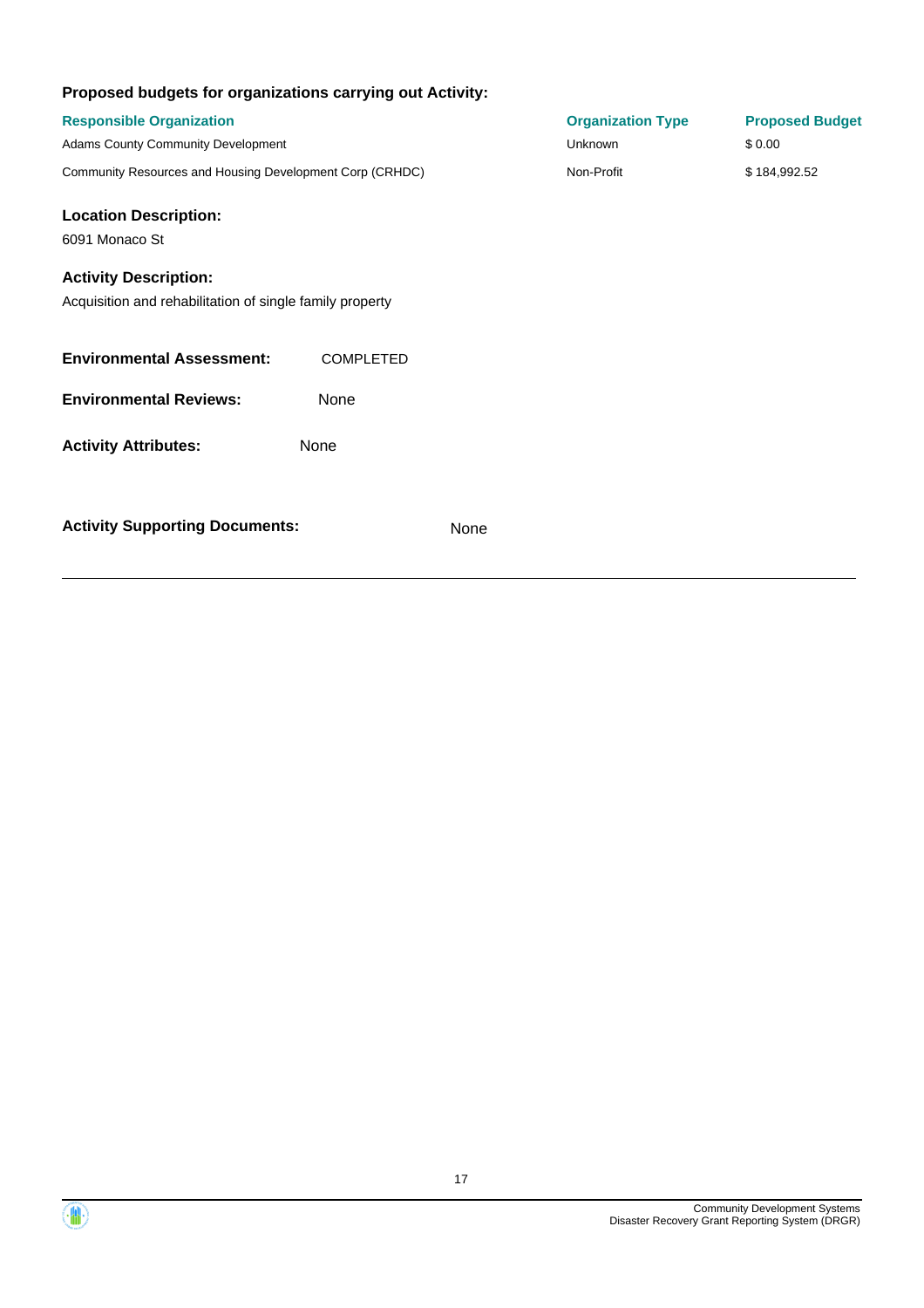**Proposed budgets for organizations carrying out Activity:**

| Responsible Organization | Organization Type | Proposed Budget |
| --- | --- | --- |
| Adams County Community Development | Unknown | $ 0.00 |
| Community Resources and Housing Development Corp (CRHDC) | Non-Profit | $ 184,992.52 |

**Location Description:**

6091 Monaco St

**Activity Description:**

Acquisition and rehabilitation of single family property

**Environmental Assessment:** COMPLETED

**Environmental Reviews:** None

**Activity Attributes:** None

**Activity Supporting Documents:** None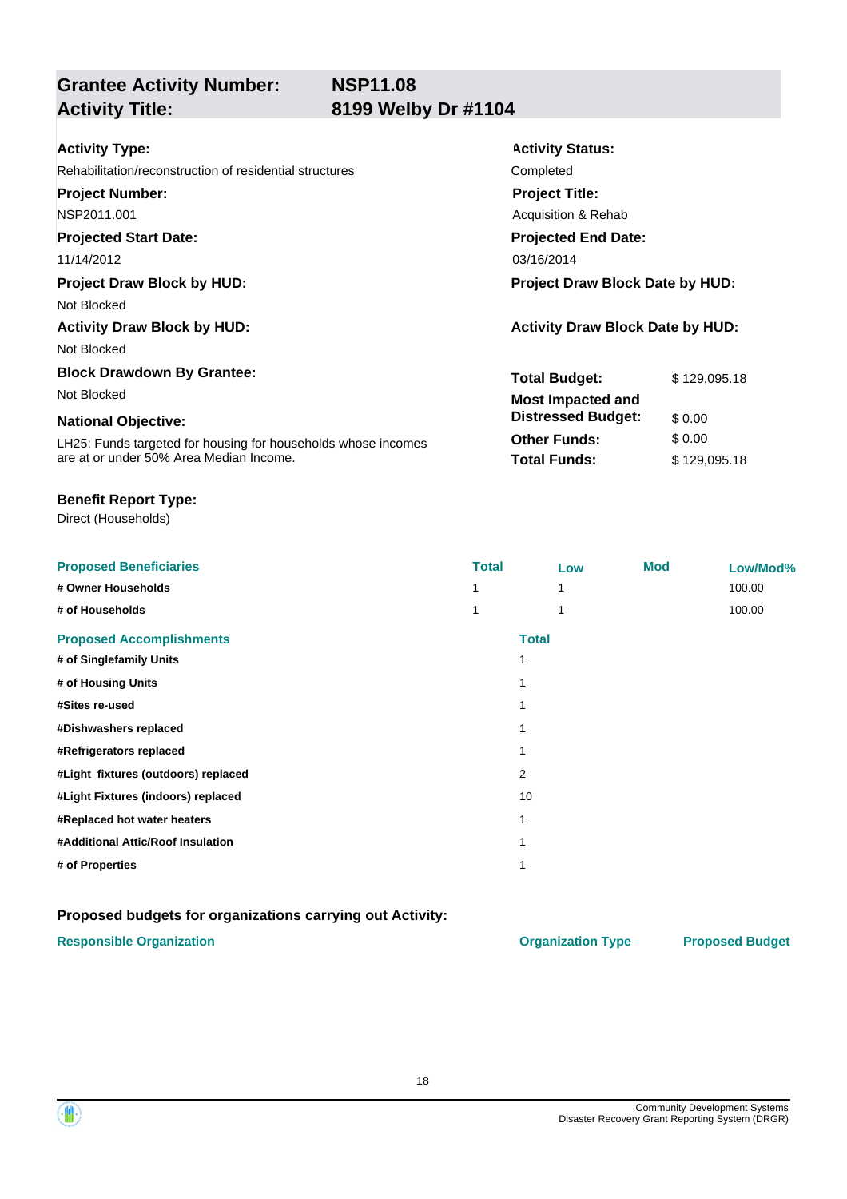| **Grantee Activity Number:** | **NSP11.08** |
|---|---|
| **Activity Title:** | **8199 Welby Dr #1104** |

**Activity Type:**
Rehabilitation/reconstruction of residential structures

**Activity Status:**
Completed

**Project Number:**
NSP2011.001

**Project Title:**
Acquisition & Rehab

**Projected Start Date:**
11/14/2012

**Projected End Date:**
03/16/2014

**Project Draw Block by HUD:**
Not Blocked

**Project Draw Block Date by HUD:**

**Activity Draw Block by HUD:**
Not Blocked

**Activity Draw Block Date by HUD:**

**Block Drawdown By Grantee:**
Not Blocked

**National Objective:**
LH25: Funds targeted for housing for households whose incomes are at or under 50% Area Median Income.

| | |
|---|---|
| **Total Budget:** | $ 129,095.18 |
| **Most Impacted and Distressed Budget:** | $ 0.00 |
| **Other Funds:** | $ 0.00 |
| **Total Funds:** | $ 129,095.18 |

**Benefit Report Type:**
Direct (Households)

| Proposed Beneficiaries | Total | Low | Mod | Low/Mod% |
|---|---|---|---|---|
| # Owner Households | 1 | 1 | | 100.00 |
| # of Households | 1 | 1 | | 100.00 |

| Proposed Accomplishments | Total |
|---|---|
| # of Singlefamily Units | 1 |
| # of Housing Units | 1 |
| #Sites re-used | 1 |
| #Dishwashers replaced | 1 |
| #Refrigerators replaced | 1 |
| #Light fixtures (outdoors) replaced | 2 |
| #Light Fixtures (indoors) replaced | 10 |
| #Replaced hot water heaters | 1 |
| #Additional Attic/Roof Insulation | 1 |
| # of Properties | 1 |

**Proposed budgets for organizations carrying out Activity:**

| Responsible Organization | Organization Type | Proposed Budget |
|---|---|---|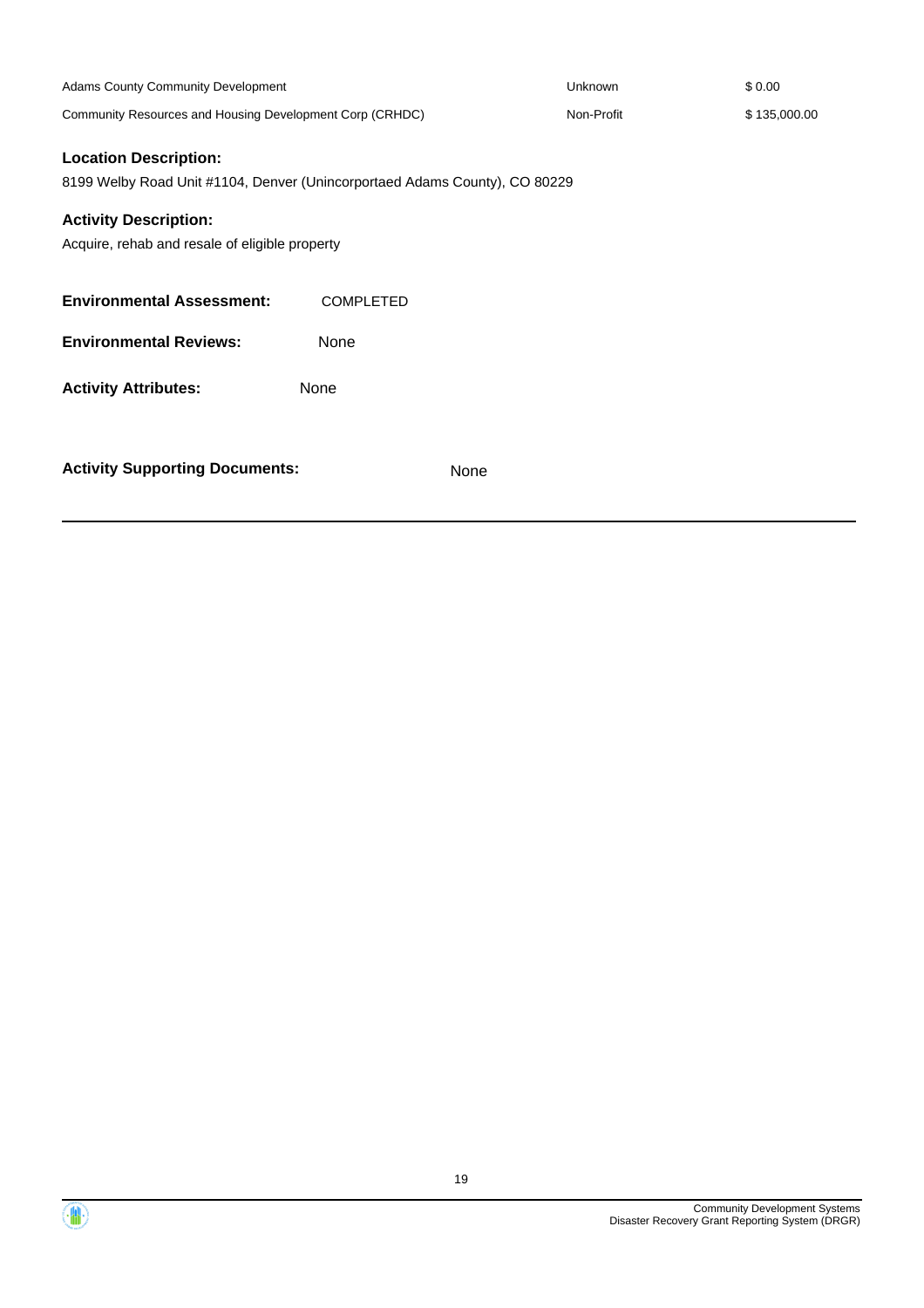| | | |
|---|---|---|
| Adams County Community Development | Unknown | $ 0.00 |
| Community Resources and Housing Development Corp (CRHDC) | Non-Profit | $ 135,000.00 |

**Location Description:**

8199 Welby Road Unit #1104, Denver (Unincorportaed Adams County), CO 80229

**Activity Description:**

Acquire, rehab and resale of eligible property

**Environmental Assessment:** COMPLETED

**Environmental Reviews:** None

**Activity Attributes:** None

**Activity Supporting Documents:** None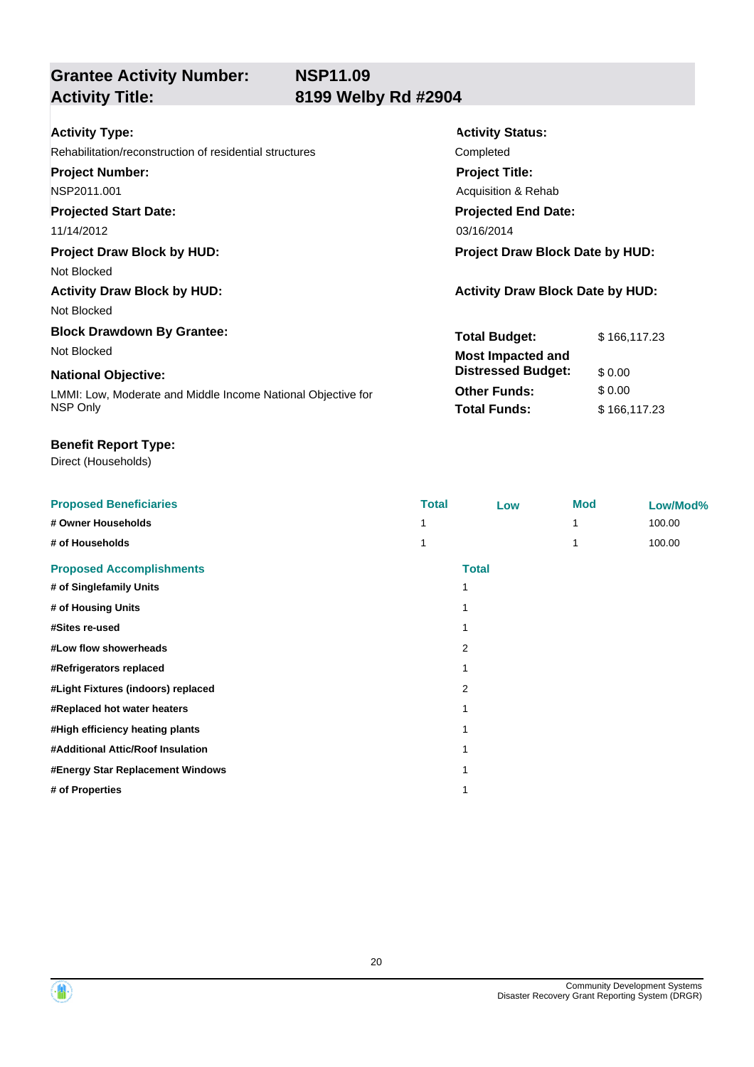## Grantee Activity Number: NSP11.09
## Activity Title: 8199 Welby Rd #2904

**Activity Type:**
Rehabilitation/reconstruction of residential structures

**Activity Status:**
Completed

**Project Number:**
NSP2011.001

**Project Title:**
Acquisition & Rehab

**Projected Start Date:**
11/14/2012

**Projected End Date:**
03/16/2014

**Project Draw Block by HUD:**
Not Blocked

**Project Draw Block Date by HUD:**

**Activity Draw Block by HUD:**
Not Blocked

**Activity Draw Block Date by HUD:**

**Block Drawdown By Grantee:**
Not Blocked

**National Objective:**
LMMI: Low, Moderate and Middle Income National Objective for NSP Only

| | |
|---|---|
| **Total Budget:** | $ 166,117.23 |
| **Most Impacted and Distressed Budget:** | $ 0.00 |
| **Other Funds:** | $ 0.00 |
| **Total Funds:** | $ 166,117.23 |

**Benefit Report Type:**
Direct (Households)

| Proposed Beneficiaries | Total | Low | Mod | Low/Mod% |
|---|---|---|---|---|
| # Owner Households | 1 | | 1 | 100.00 |
| # of Households | 1 | | 1 | 100.00 |

| Proposed Accomplishments | Total |
|---|---|
| # of Singlefamily Units | 1 |
| # of Housing Units | 1 |
| #Sites re-used | 1 |
| #Low flow showerheads | 2 |
| #Refrigerators replaced | 1 |
| #Light Fixtures (indoors) replaced | 2 |
| #Replaced hot water heaters | 1 |
| #High efficiency heating plants | 1 |
| #Additional Attic/Roof Insulation | 1 |
| #Energy Star Replacement Windows | 1 |
| # of Properties | 1 |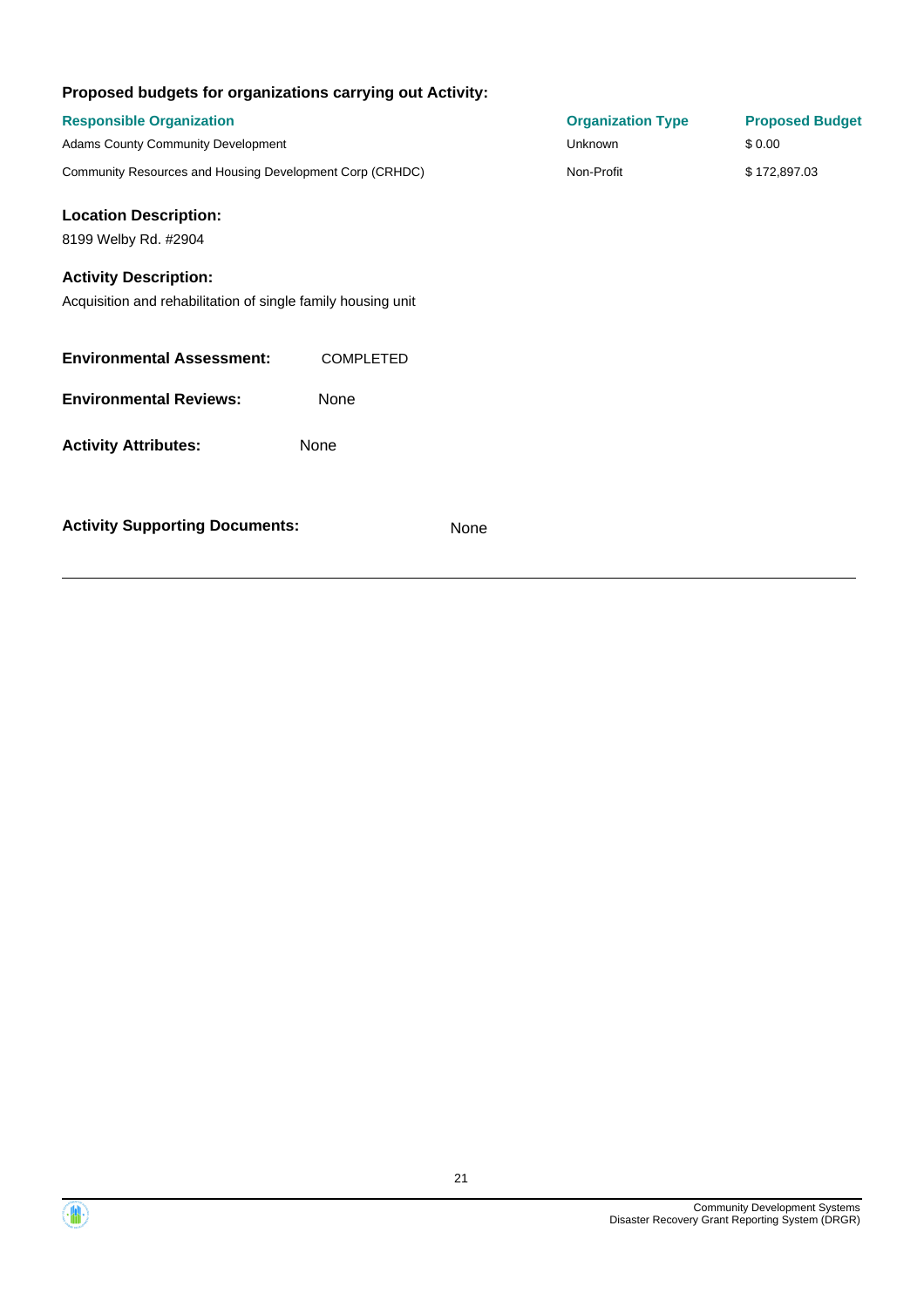**Proposed budgets for organizations carrying out Activity:**

| Responsible Organization | Organization Type | Proposed Budget |
| --- | --- | --- |
| Adams County Community Development | Unknown | $ 0.00 |
| Community Resources and Housing Development Corp (CRHDC) | Non-Profit | $ 172,897.03 |

**Location Description:**

8199 Welby Rd. #2904

**Activity Description:**

Acquisition and rehabilitation of single family housing unit

**Environmental Assessment:** COMPLETED

**Environmental Reviews:** None

**Activity Attributes:** None

**Activity Supporting Documents:** None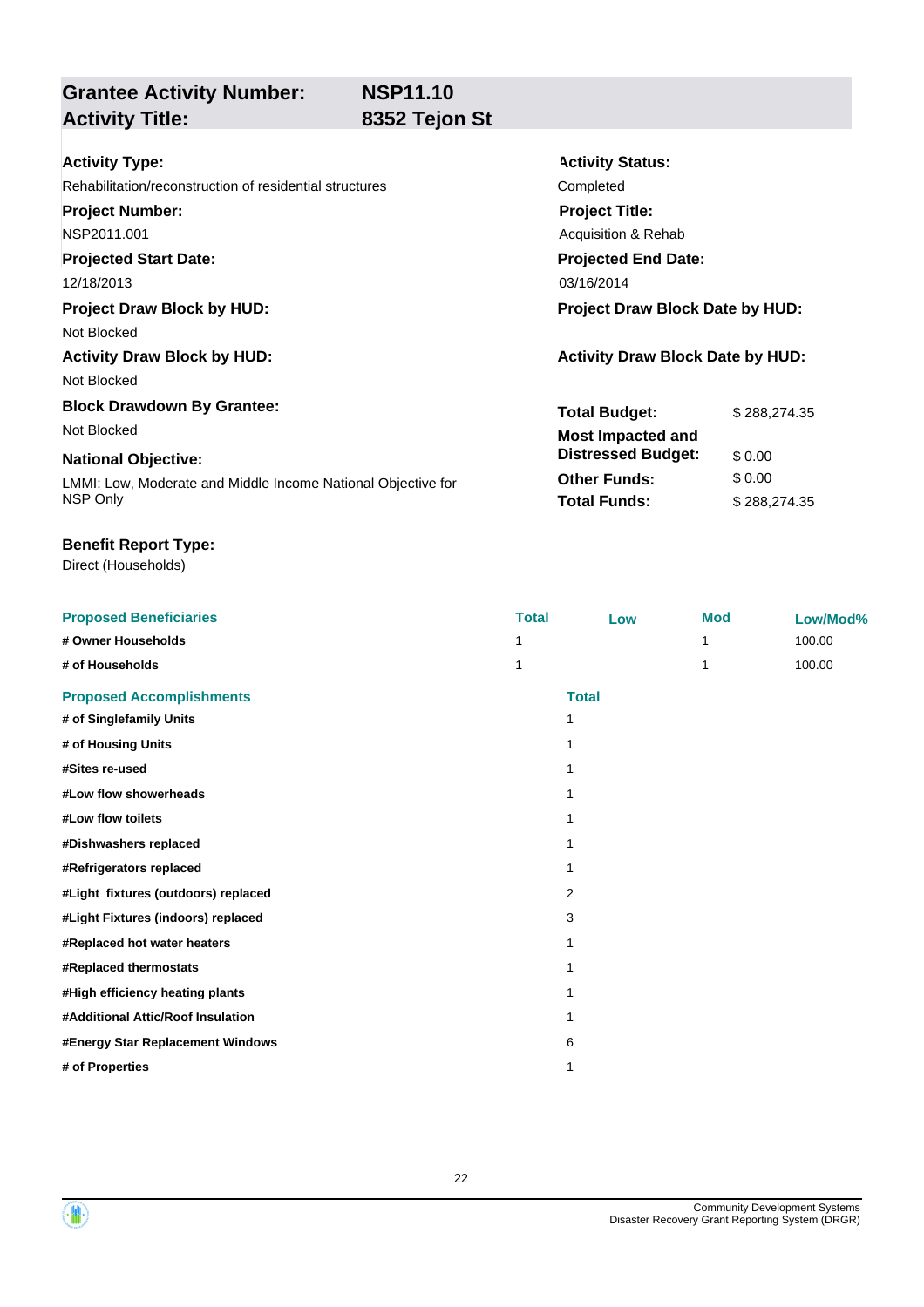## Grantee Activity Number: NSP11.10
## Activity Title: 8352 Tejon St

**Activity Type:**
Rehabilitation/reconstruction of residential structures

**Activity Status:**
Completed

**Project Number:**
NSP2011.001

**Project Title:**
Acquisition & Rehab

**Projected Start Date:**
12/18/2013

**Projected End Date:**
03/16/2014

**Project Draw Block by HUD:**
Not Blocked

**Project Draw Block Date by HUD:**

**Activity Draw Block by HUD:**
Not Blocked

**Activity Draw Block Date by HUD:**

**Block Drawdown By Grantee:**
Not Blocked

**National Objective:**
LMMI: Low, Moderate and Middle Income National Objective for NSP Only

| | |
|---|---|
| **Total Budget:** | $ 288,274.35 |
| **Most Impacted and Distressed Budget:** | $ 0.00 |
| **Other Funds:** | $ 0.00 |
| **Total Funds:** | $ 288,274.35 |

**Benefit Report Type:**
Direct (Households)

| Proposed Beneficiaries | Total | Low | Mod | Low/Mod% |
|---|---|---|---|---|
| # Owner Households | 1 | | 1 | 100.00 |
| # of Households | 1 | | 1 | 100.00 |

| Proposed Accomplishments | Total |
|---|---|
| # of Singlefamily Units | 1 |
| # of Housing Units | 1 |
| #Sites re-used | 1 |
| #Low flow showerheads | 1 |
| #Low flow toilets | 1 |
| #Dishwashers replaced | 1 |
| #Refrigerators replaced | 1 |
| #Light fixtures (outdoors) replaced | 2 |
| #Light Fixtures (indoors) replaced | 3 |
| #Replaced hot water heaters | 1 |
| #Replaced thermostats | 1 |
| #High efficiency heating plants | 1 |
| #Additional Attic/Roof Insulation | 1 |
| #Energy Star Replacement Windows | 6 |
| # of Properties | 1 |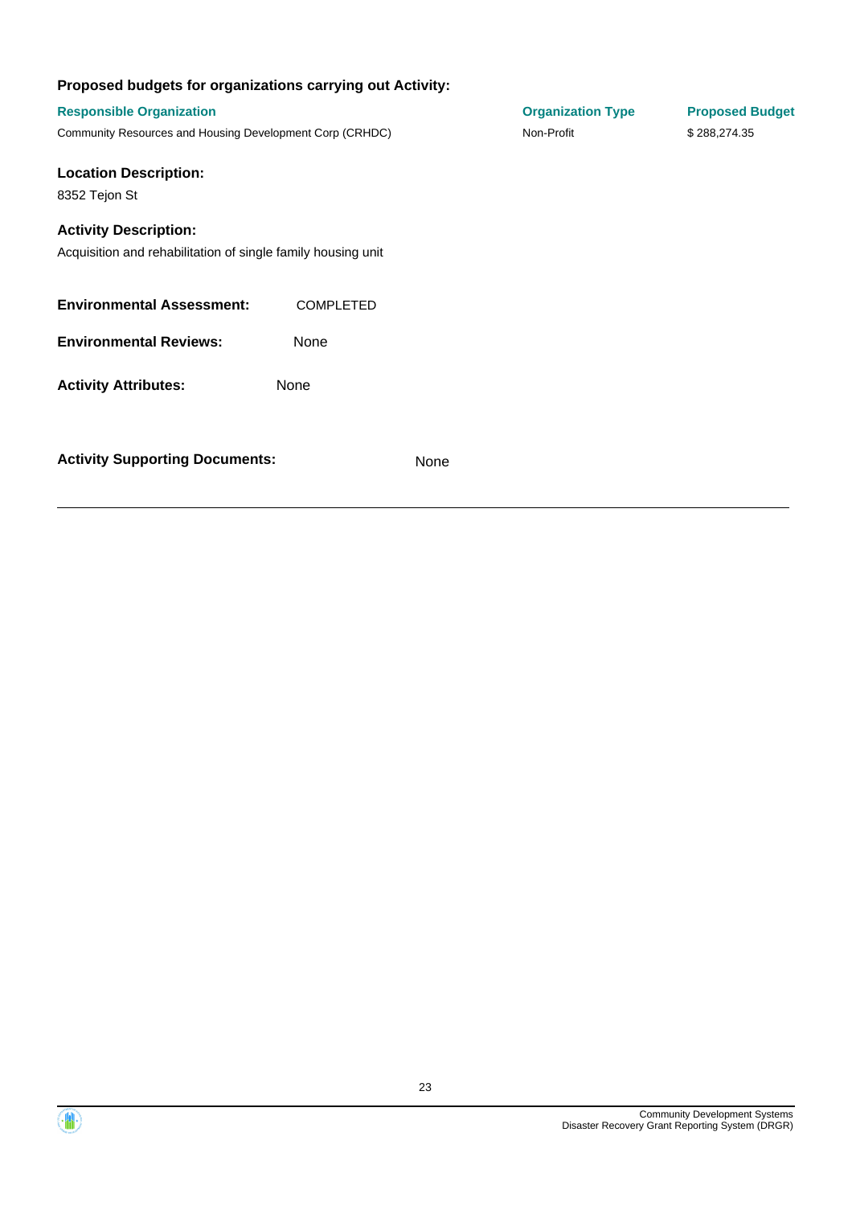**Proposed budgets for organizations carrying out Activity:**

| Responsible Organization | Organization Type | Proposed Budget |
| --- | --- | --- |
| Community Resources and Housing Development Corp (CRHDC) | Non-Profit | $ 288,274.35 |

**Location Description:**

8352 Tejon St

**Activity Description:**

Acquisition and rehabilitation of single family housing unit

**Environmental Assessment:** COMPLETED

**Environmental Reviews:** None

**Activity Attributes:** None

**Activity Supporting Documents:** None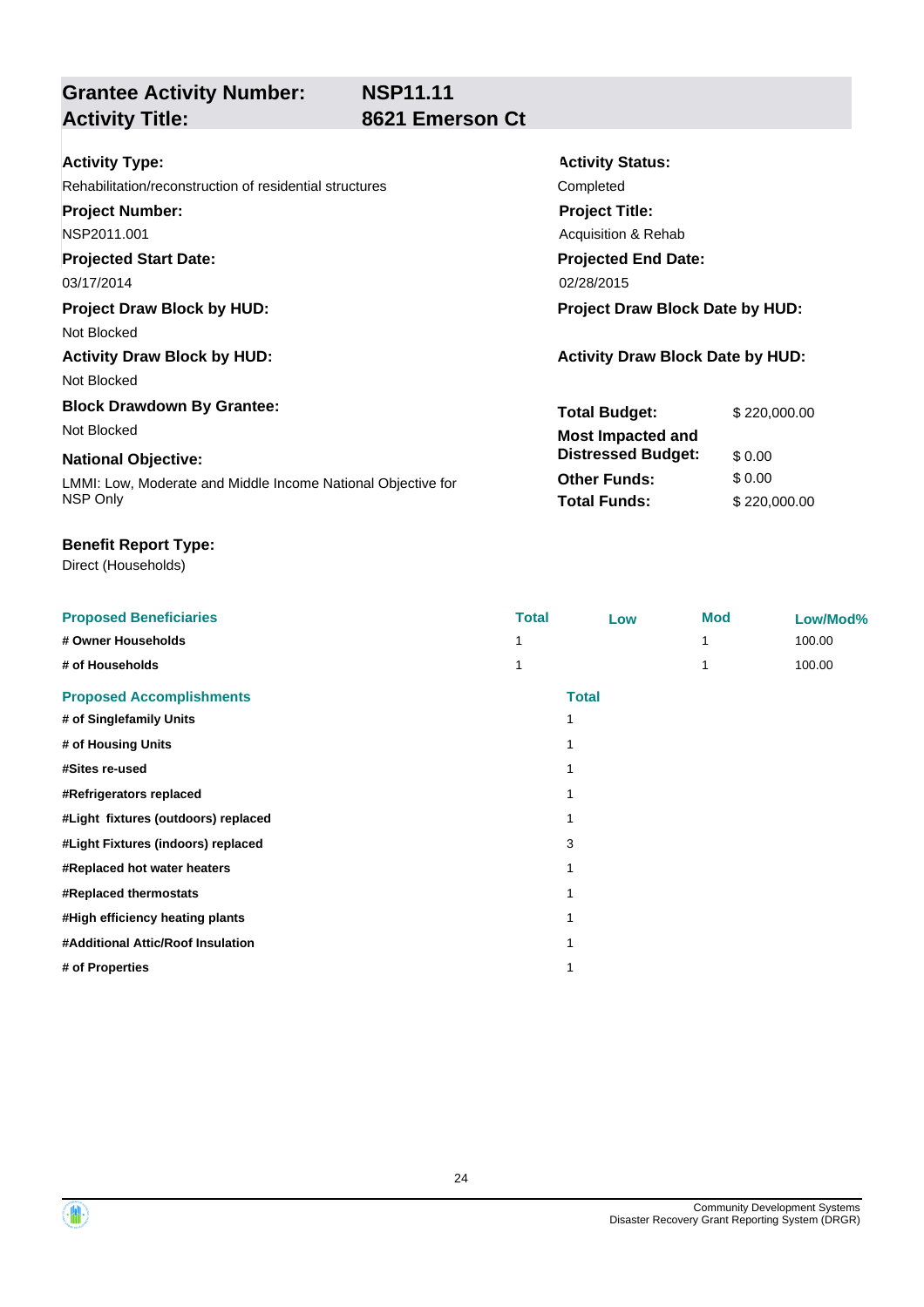**Grantee Activity Number:** NSP11.11
**Activity Title:** 8621 Emerson Ct

**Activity Type:**
Rehabilitation/reconstruction of residential structures

**Activity Status:**
Completed

**Project Number:**
NSP2011.001

**Project Title:**
Acquisition & Rehab

**Projected Start Date:**
03/17/2014

**Projected End Date:**
02/28/2015

**Project Draw Block by HUD:**
Not Blocked

**Project Draw Block Date by HUD:**

**Activity Draw Block by HUD:**
Not Blocked

**Activity Draw Block Date by HUD:**

**Block Drawdown By Grantee:**
Not Blocked

**National Objective:**
LMMI: Low, Moderate and Middle Income National Objective for NSP Only

| | |
|---|---|
| **Total Budget:** | $ 220,000.00 |
| **Most Impacted and Distressed Budget:** | $ 0.00 |
| **Other Funds:** | $ 0.00 |
| **Total Funds:** | $ 220,000.00 |

**Benefit Report Type:**
Direct (Households)

| Proposed Beneficiaries | Total | Low | Mod | Low/Mod% |
|---|---|---|---|---|
| # Owner Households | 1 | | 1 | 100.00 |
| # of Households | 1 | | 1 | 100.00 |

| Proposed Accomplishments | Total |
|---|---|
| # of Singlefamily Units | 1 |
| # of Housing Units | 1 |
| #Sites re-used | 1 |
| #Refrigerators replaced | 1 |
| #Light fixtures (outdoors) replaced | 1 |
| #Light Fixtures (indoors) replaced | 3 |
| #Replaced hot water heaters | 1 |
| #Replaced thermostats | 1 |
| #High efficiency heating plants | 1 |
| #Additional Attic/Roof Insulation | 1 |
| # of Properties | 1 |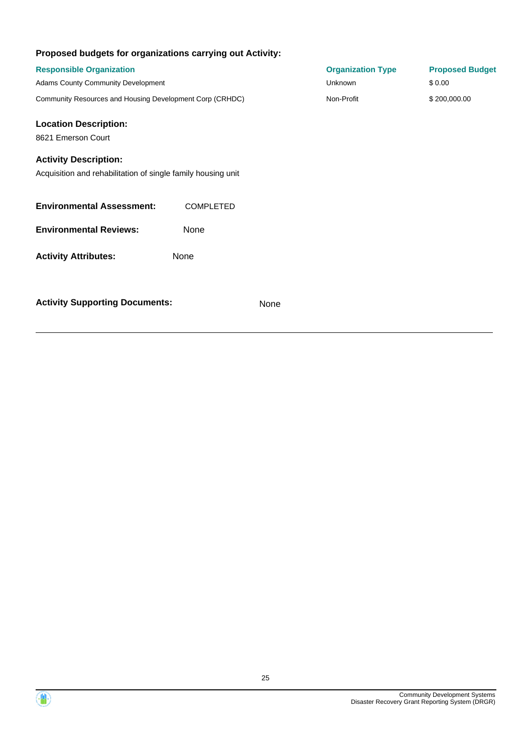**Proposed budgets for organizations carrying out Activity:**

| Responsible Organization | Organization Type | Proposed Budget |
| --- | --- | --- |
| Adams County Community Development | Unknown | $ 0.00 |
| Community Resources and Housing Development Corp (CRHDC) | Non-Profit | $ 200,000.00 |

**Location Description:**

8621 Emerson Court

**Activity Description:**

Acquisition and rehabilitation of single family housing unit

**Environmental Assessment:** COMPLETED

**Environmental Reviews:** None

**Activity Attributes:** None

**Activity Supporting Documents:** None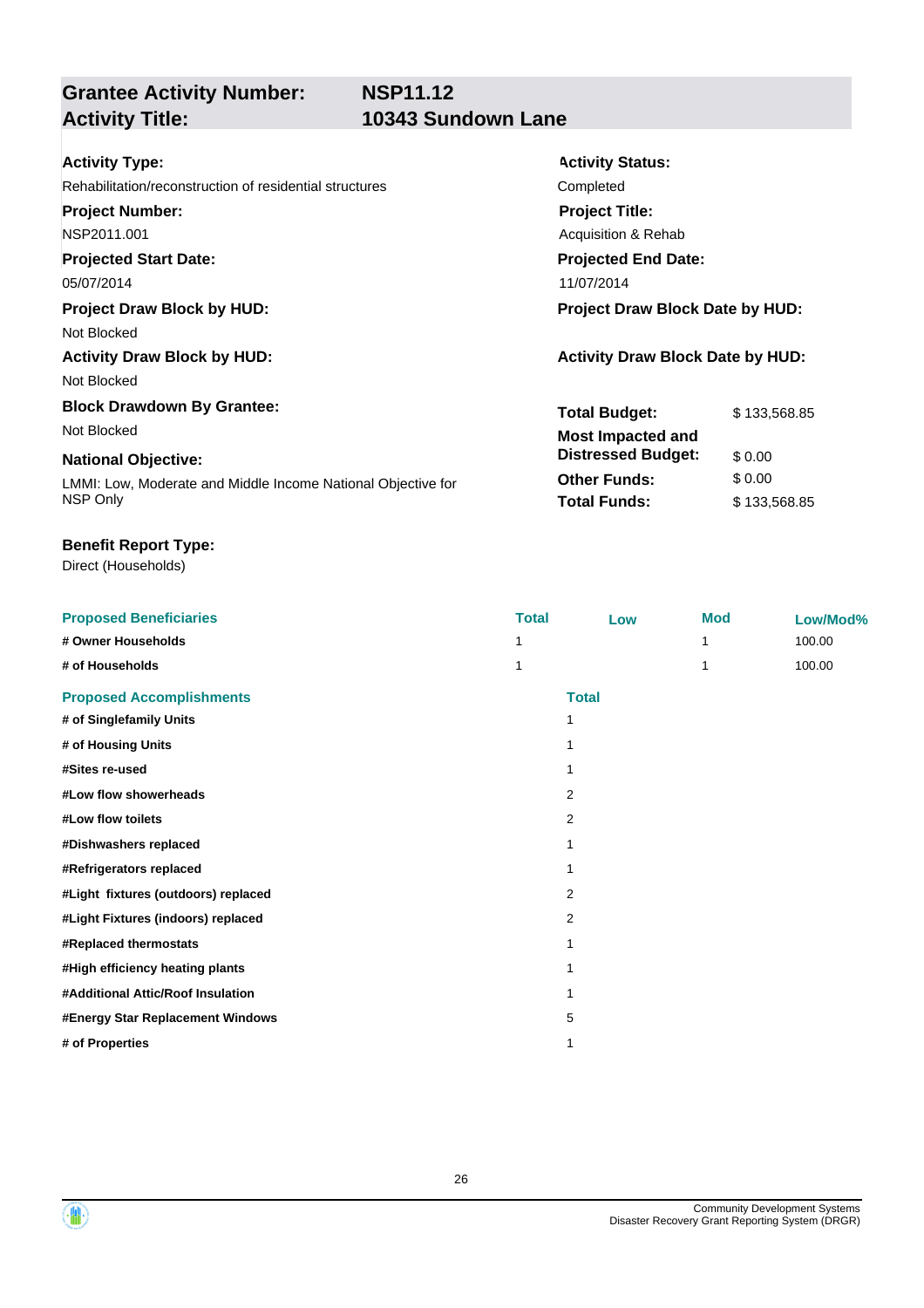## Grantee Activity Number: NSP11.12
## Activity Title: 10343 Sundown Lane

**Activity Type:**
Rehabilitation/reconstruction of residential structures

**Activity Status:**
Completed

**Project Number:**
NSP2011.001

**Project Title:**
Acquisition & Rehab

**Projected Start Date:**
05/07/2014

**Projected End Date:**
11/07/2014

**Project Draw Block by HUD:**
Not Blocked

**Project Draw Block Date by HUD:**

**Activity Draw Block by HUD:**
Not Blocked

**Activity Draw Block Date by HUD:**

**Block Drawdown By Grantee:**
Not Blocked

**National Objective:**
LMMI: Low, Moderate and Middle Income National Objective for NSP Only

| | |
|---|---|
| **Total Budget:** | $ 133,568.85 |
| **Most Impacted and Distressed Budget:** | $ 0.00 |
| **Other Funds:** | $ 0.00 |
| **Total Funds:** | $ 133,568.85 |

**Benefit Report Type:**
Direct (Households)

| Proposed Beneficiaries | Total | Low | Mod | Low/Mod% |
|---|---|---|---|---|
| # Owner Households | 1 | | 1 | 100.00 |
| # of Households | 1 | | 1 | 100.00 |

| Proposed Accomplishments | Total |
|---|---|
| # of Singlefamily Units | 1 |
| # of Housing Units | 1 |
| #Sites re-used | 1 |
| #Low flow showerheads | 2 |
| #Low flow toilets | 2 |
| #Dishwashers replaced | 1 |
| #Refrigerators replaced | 1 |
| #Light fixtures (outdoors) replaced | 2 |
| #Light Fixtures (indoors) replaced | 2 |
| #Replaced thermostats | 1 |
| #High efficiency heating plants | 1 |
| #Additional Attic/Roof Insulation | 1 |
| #Energy Star Replacement Windows | 5 |
| # of Properties | 1 |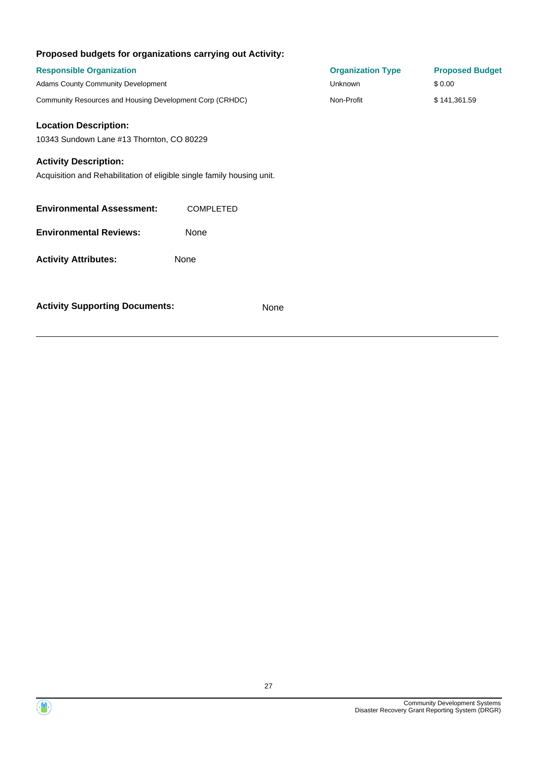**Proposed budgets for organizations carrying out Activity:**

| Responsible Organization | Organization Type | Proposed Budget |
|---|---|---|
| Adams County Community Development | Unknown | $ 0.00 |
| Community Resources and Housing Development Corp (CRHDC) | Non-Profit | $ 141,361.59 |

**Location Description:**

10343 Sundown Lane #13 Thornton, CO 80229

**Activity Description:**

Acquisition and Rehabilitation of eligible single family housing unit.

**Environmental Assessment:** COMPLETED

**Environmental Reviews:** None

**Activity Attributes:** None

**Activity Supporting Documents:** None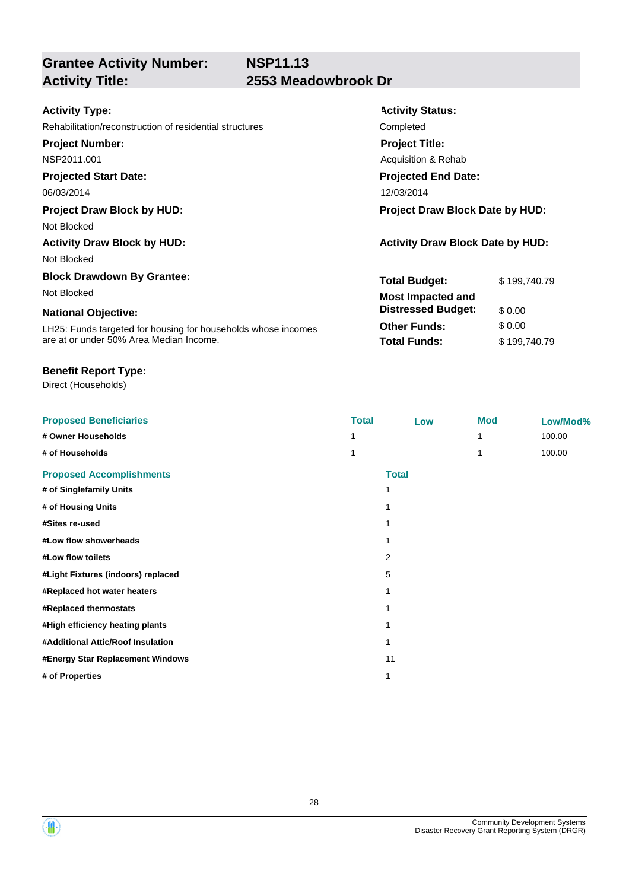**Grantee Activity Number:** NSP11.13
**Activity Title:** 2553 Meadowbrook Dr

**Activity Type:**
Rehabilitation/reconstruction of residential structures

**Activity Status:**
Completed

**Project Number:**
NSP2011.001

**Project Title:**
Acquisition & Rehab

**Projected Start Date:**
06/03/2014

**Projected End Date:**
12/03/2014

**Project Draw Block by HUD:**
Not Blocked

**Project Draw Block Date by HUD:**

**Activity Draw Block by HUD:**
Not Blocked

**Activity Draw Block Date by HUD:**

**Block Drawdown By Grantee:**
Not Blocked

**National Objective:**
LH25: Funds targeted for housing for households whose incomes are at or under 50% Area Median Income.

| | |
|---|---|
| **Total Budget:** | $ 199,740.79 |
| **Most Impacted and Distressed Budget:** | $ 0.00 |
| **Other Funds:** | $ 0.00 |
| **Total Funds:** | $ 199,740.79 |

**Benefit Report Type:**
Direct (Households)

| Proposed Beneficiaries | Total | Low | Mod | Low/Mod% |
|---|---|---|---|---|
| # Owner Households | 1 | | 1 | 100.00 |
| # of Households | 1 | | 1 | 100.00 |

| Proposed Accomplishments | Total |
|---|---|
| # of Singlefamily Units | 1 |
| # of Housing Units | 1 |
| #Sites re-used | 1 |
| #Low flow showerheads | 1 |
| #Low flow toilets | 2 |
| #Light Fixtures (indoors) replaced | 5 |
| #Replaced hot water heaters | 1 |
| #Replaced thermostats | 1 |
| #High efficiency heating plants | 1 |
| #Additional Attic/Roof Insulation | 1 |
| #Energy Star Replacement Windows | 11 |
| # of Properties | 1 |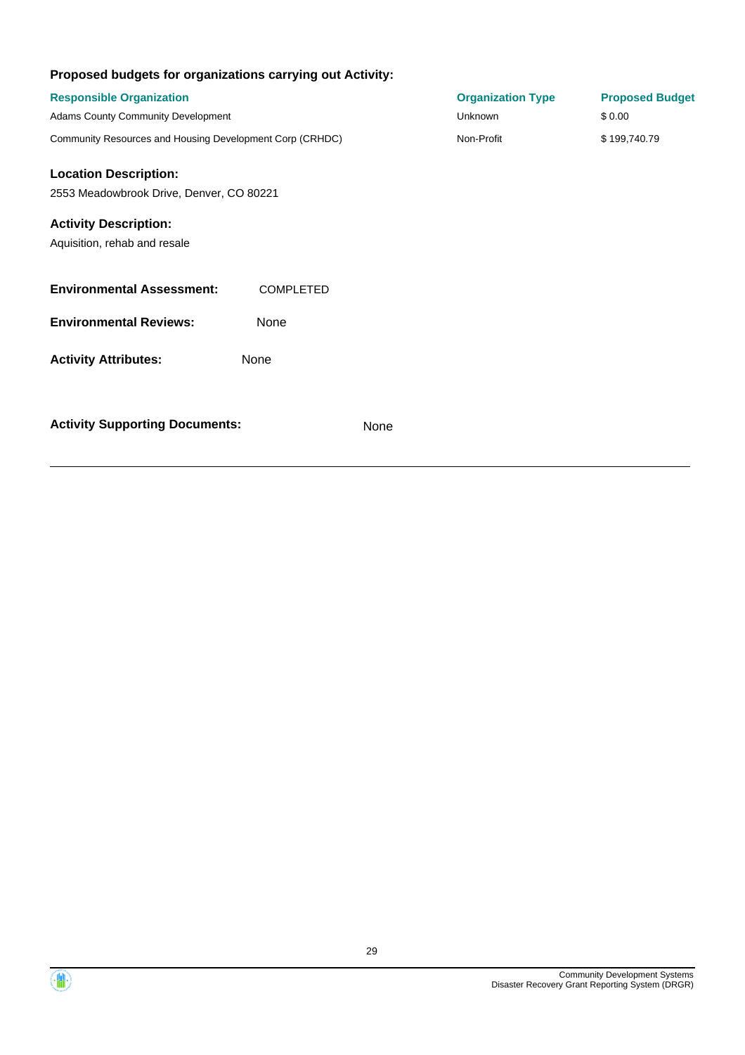**Proposed budgets for organizations carrying out Activity:**

| Responsible Organization | Organization Type | Proposed Budget |
| --- | --- | --- |
| Adams County Community Development | Unknown | $ 0.00 |
| Community Resources and Housing Development Corp (CRHDC) | Non-Profit | $ 199,740.79 |

**Location Description:**

2553 Meadowbrook Drive, Denver, CO 80221

**Activity Description:**

Aquisition, rehab and resale

**Environmental Assessment:** COMPLETED

**Environmental Reviews:** None

**Activity Attributes:** None

**Activity Supporting Documents:** None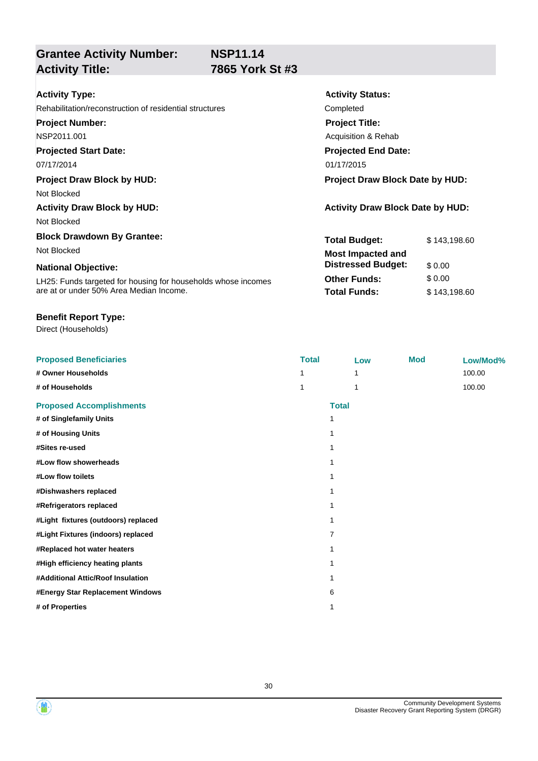**Grantee Activity Number:** NSP11.14
**Activity Title:** 7865 York St #3

**Activity Type:**
Rehabilitation/reconstruction of residential structures

**Activity Status:**
Completed

**Project Number:**
NSP2011.001

**Project Title:**
Acquisition & Rehab

**Projected Start Date:**
07/17/2014

**Projected End Date:**
01/17/2015

**Project Draw Block by HUD:**
Not Blocked

**Project Draw Block Date by HUD:**

**Activity Draw Block by HUD:**
Not Blocked

**Activity Draw Block Date by HUD:**

**Block Drawdown By Grantee:**
Not Blocked

**National Objective:**
LH25: Funds targeted for housing for households whose incomes are at or under 50% Area Median Income.

| | |
|---|---|
| **Total Budget:** | $ 143,198.60 |
| **Most Impacted and Distressed Budget:** | $ 0.00 |
| **Other Funds:** | $ 0.00 |
| **Total Funds:** | $ 143,198.60 |

**Benefit Report Type:**
Direct (Households)

| Proposed Beneficiaries | Total | Low | Mod | Low/Mod% |
|---|---|---|---|---|
| # Owner Households | 1 | 1 | | 100.00 |
| # of Households | 1 | 1 | | 100.00 |

| Proposed Accomplishments | Total |
|---|---|
| # of Singlefamily Units | 1 |
| # of Housing Units | 1 |
| #Sites re-used | 1 |
| #Low flow showerheads | 1 |
| #Low flow toilets | 1 |
| #Dishwashers replaced | 1 |
| #Refrigerators replaced | 1 |
| #Light fixtures (outdoors) replaced | 1 |
| #Light Fixtures (indoors) replaced | 7 |
| #Replaced hot water heaters | 1 |
| #High efficiency heating plants | 1 |
| #Additional Attic/Roof Insulation | 1 |
| #Energy Star Replacement Windows | 6 |
| # of Properties | 1 |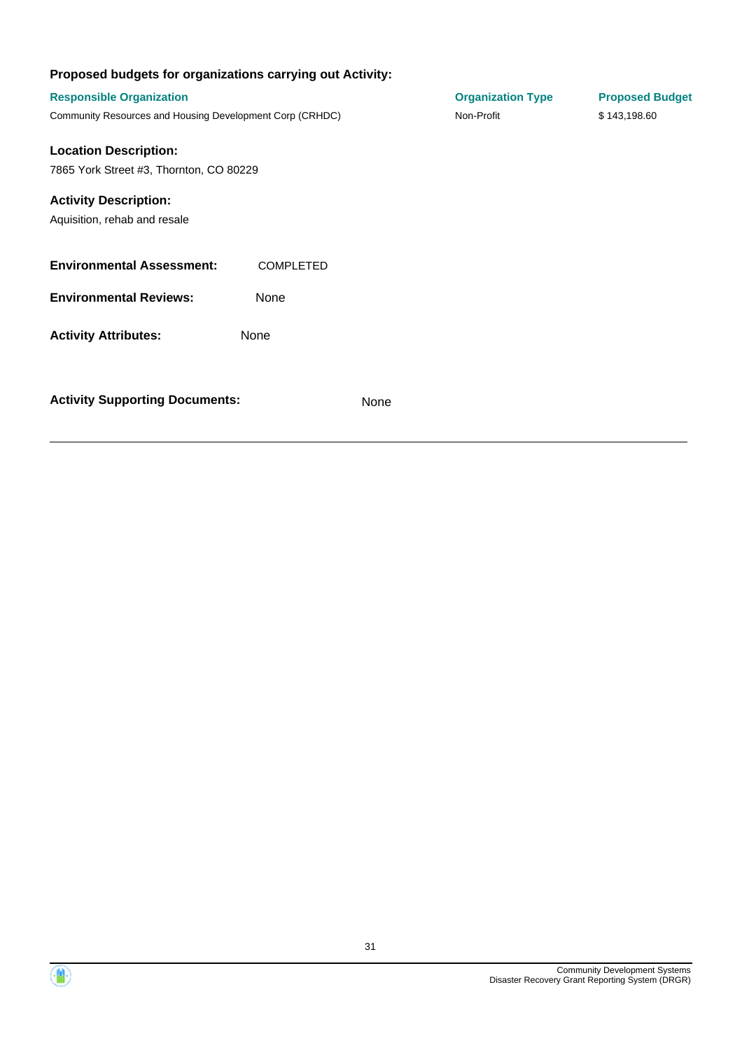**Proposed budgets for organizations carrying out Activity:**

| Responsible Organization | Organization Type | Proposed Budget |
| --- | --- | --- |
| Community Resources and Housing Development Corp (CRHDC) | Non-Profit | $ 143,198.60 |

**Location Description:**

7865 York Street #3, Thornton, CO 80229

**Activity Description:**

Aquisition, rehab and resale

**Environmental Assessment:** COMPLETED

**Environmental Reviews:** None

**Activity Attributes:** None

**Activity Supporting Documents:** None

---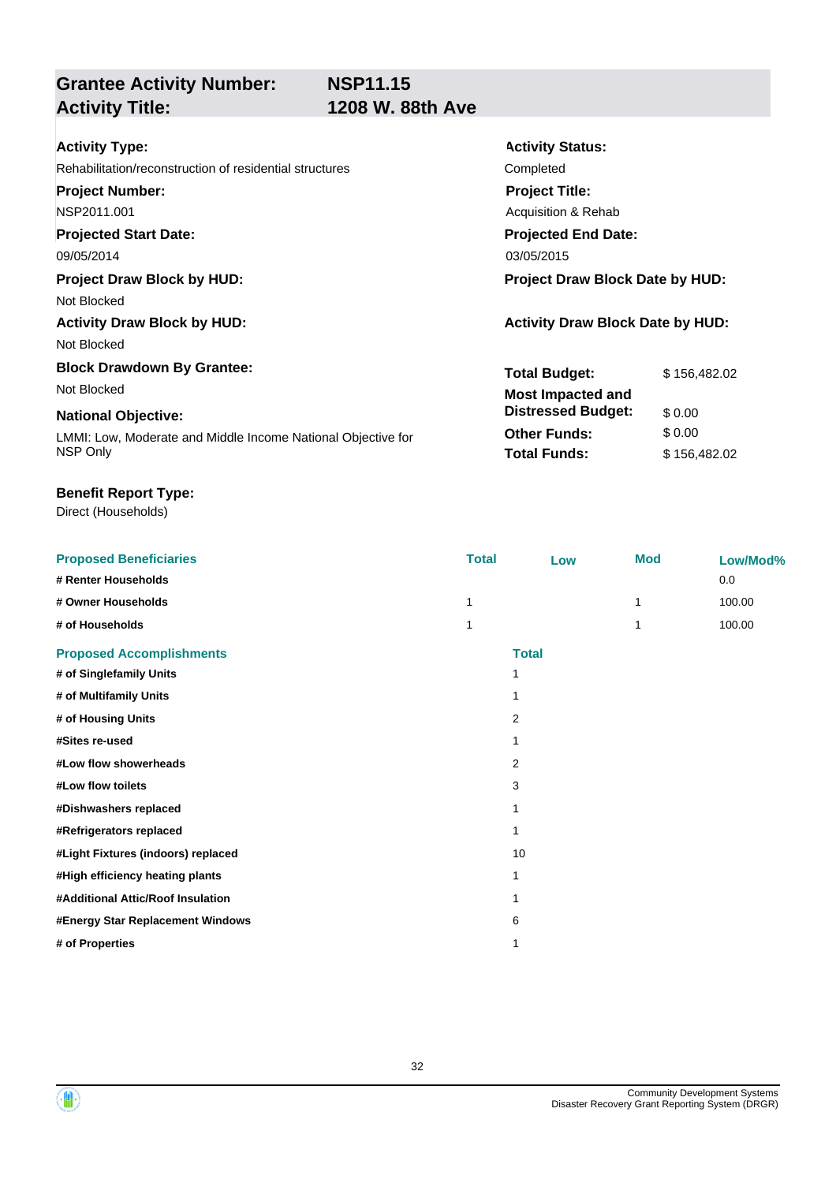## Grantee Activity Number: NSP11.15
## Activity Title: 1208 W. 88th Ave

**Activity Type:**
Rehabilitation/reconstruction of residential structures

**Activity Status:**
Completed

**Project Number:**
NSP2011.001

**Project Title:**
Acquisition & Rehab

**Projected Start Date:**
09/05/2014

**Projected End Date:**
03/05/2015

**Project Draw Block by HUD:**
Not Blocked

**Project Draw Block Date by HUD:**

**Activity Draw Block by HUD:**
Not Blocked

**Activity Draw Block Date by HUD:**

**Block Drawdown By Grantee:**
Not Blocked

**National Objective:**
LMMI: Low, Moderate and Middle Income National Objective for NSP Only

| | |
|---|---|
| **Total Budget:** | $ 156,482.02 |
| **Most Impacted and Distressed Budget:** | $ 0.00 |
| **Other Funds:** | $ 0.00 |
| **Total Funds:** | $ 156,482.02 |

**Benefit Report Type:**
Direct (Households)

| Proposed Beneficiaries | Total | Low | Mod | Low/Mod% |
|---|---|---|---|---|
| # Renter Households | | | | 0.0 |
| # Owner Households | 1 | | 1 | 100.00 |
| # of Households | 1 | | 1 | 100.00 |

| Proposed Accomplishments | Total |
|---|---|
| # of Singlefamily Units | 1 |
| # of Multifamily Units | 1 |
| # of Housing Units | 2 |
| #Sites re-used | 1 |
| #Low flow showerheads | 2 |
| #Low flow toilets | 3 |
| #Dishwashers replaced | 1 |
| #Refrigerators replaced | 1 |
| #Light Fixtures (indoors) replaced | 10 |
| #High efficiency heating plants | 1 |
| #Additional Attic/Roof Insulation | 1 |
| #Energy Star Replacement Windows | 6 |
| # of Properties | 1 |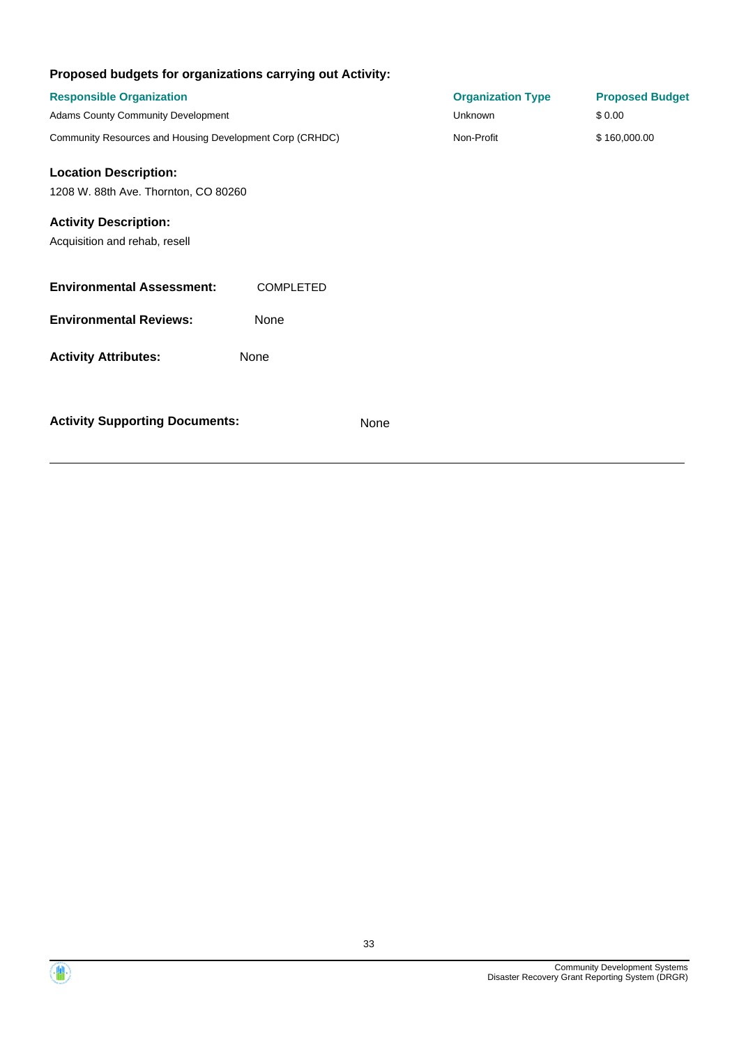**Proposed budgets for organizations carrying out Activity:**

| Responsible Organization | Organization Type | Proposed Budget |
| --- | --- | --- |
| Adams County Community Development | Unknown | $ 0.00 |
| Community Resources and Housing Development Corp (CRHDC) | Non-Profit | $ 160,000.00 |

**Location Description:**

1208 W. 88th Ave. Thornton, CO 80260

**Activity Description:**

Acquisition and rehab, resell

**Environmental Assessment:** COMPLETED

**Environmental Reviews:** None

**Activity Attributes:** None

**Activity Supporting Documents:** None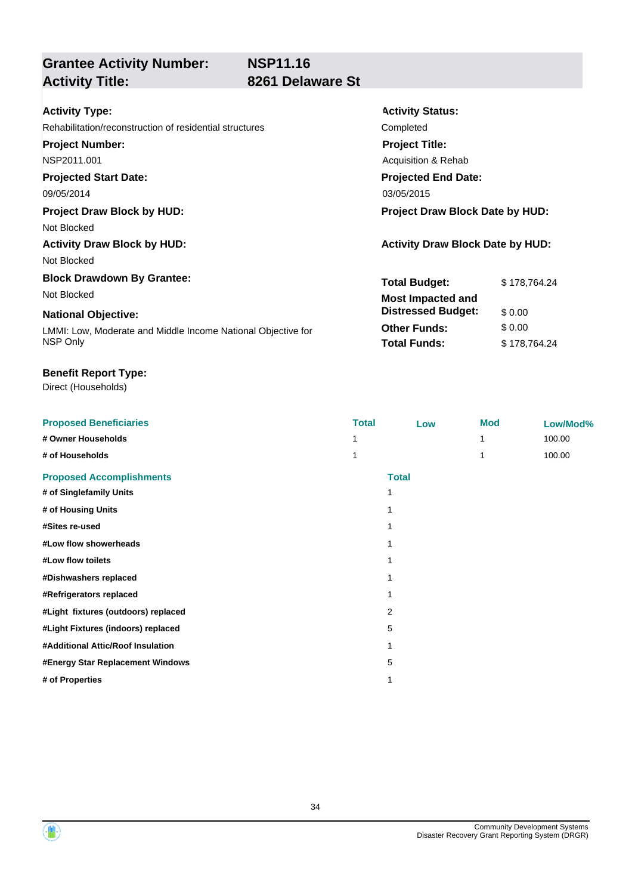**Grantee Activity Number:** **NSP11.16**
**Activity Title:** **8261 Delaware St**

**Activity Type:**
Rehabilitation/reconstruction of residential structures

**Activity Status:**
Completed

**Project Number:**
NSP2011.001

**Project Title:**
Acquisition & Rehab

**Projected Start Date:**
09/05/2014

**Projected End Date:**
03/05/2015

**Project Draw Block by HUD:**
Not Blocked

**Project Draw Block Date by HUD:**

**Activity Draw Block by HUD:**
Not Blocked

**Activity Draw Block Date by HUD:**

**Block Drawdown By Grantee:**
Not Blocked

**National Objective:**
LMMI: Low, Moderate and Middle Income National Objective for NSP Only

| | |
|---|---|
| **Total Budget:** | $ 178,764.24 |
| **Most Impacted and Distressed Budget:** | $ 0.00 |
| **Other Funds:** | $ 0.00 |
| **Total Funds:** | $ 178,764.24 |

**Benefit Report Type:**
Direct (Households)

| Proposed Beneficiaries | Total | Low | Mod | Low/Mod% |
|---|---|---|---|---|
| # Owner Households | 1 | | 1 | 100.00 |
| # of Households | 1 | | 1 | 100.00 |

| Proposed Accomplishments | Total |
|---|---|
| # of Singlefamily Units | 1 |
| # of Housing Units | 1 |
| #Sites re-used | 1 |
| #Low flow showerheads | 1 |
| #Low flow toilets | 1 |
| #Dishwashers replaced | 1 |
| #Refrigerators replaced | 1 |
| #Light fixtures (outdoors) replaced | 2 |
| #Light Fixtures (indoors) replaced | 5 |
| #Additional Attic/Roof Insulation | 1 |
| #Energy Star Replacement Windows | 5 |
| # of Properties | 1 |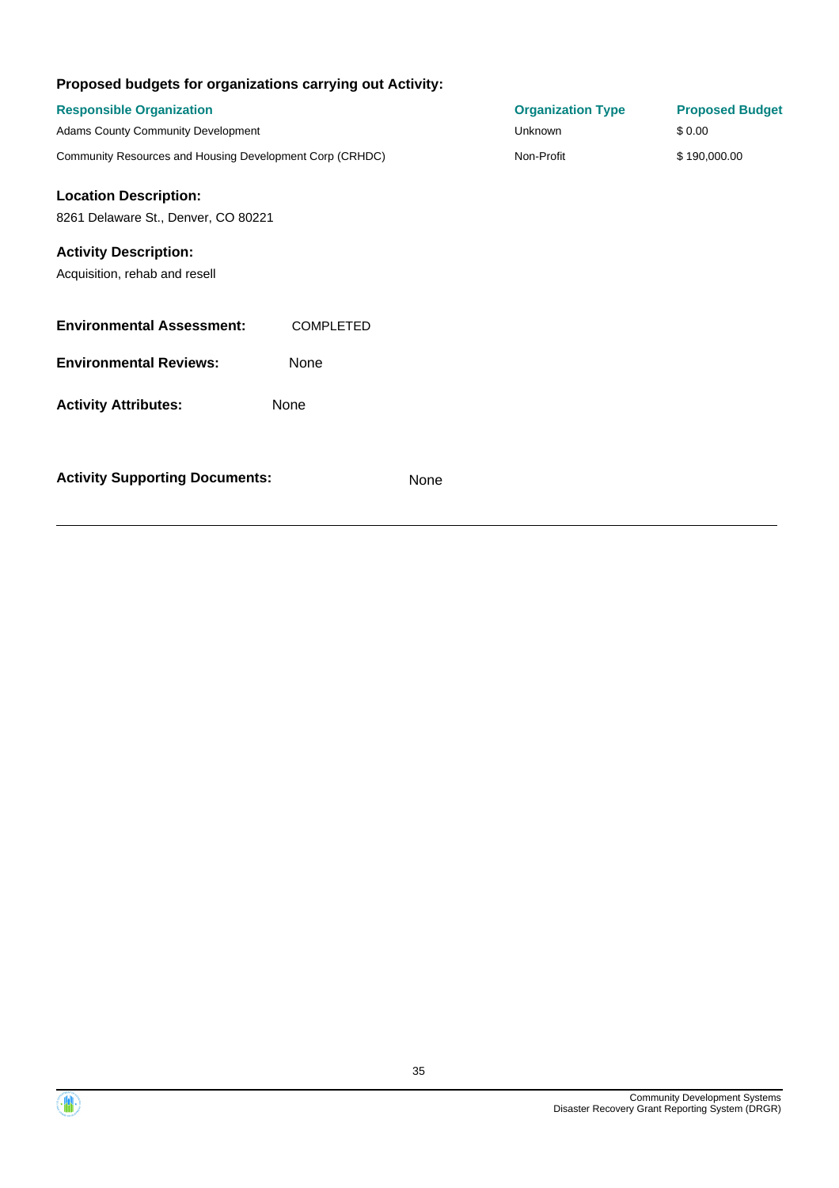**Proposed budgets for organizations carrying out Activity:**

| Responsible Organization | Organization Type | Proposed Budget |
| --- | --- | --- |
| Adams County Community Development | Unknown | $ 0.00 |
| Community Resources and Housing Development Corp (CRHDC) | Non-Profit | $ 190,000.00 |

**Location Description:**

8261 Delaware St., Denver, CO 80221

**Activity Description:**

Acquisition, rehab and resell

**Environmental Assessment:** COMPLETED

**Environmental Reviews:** None

**Activity Attributes:** None

**Activity Supporting Documents:** None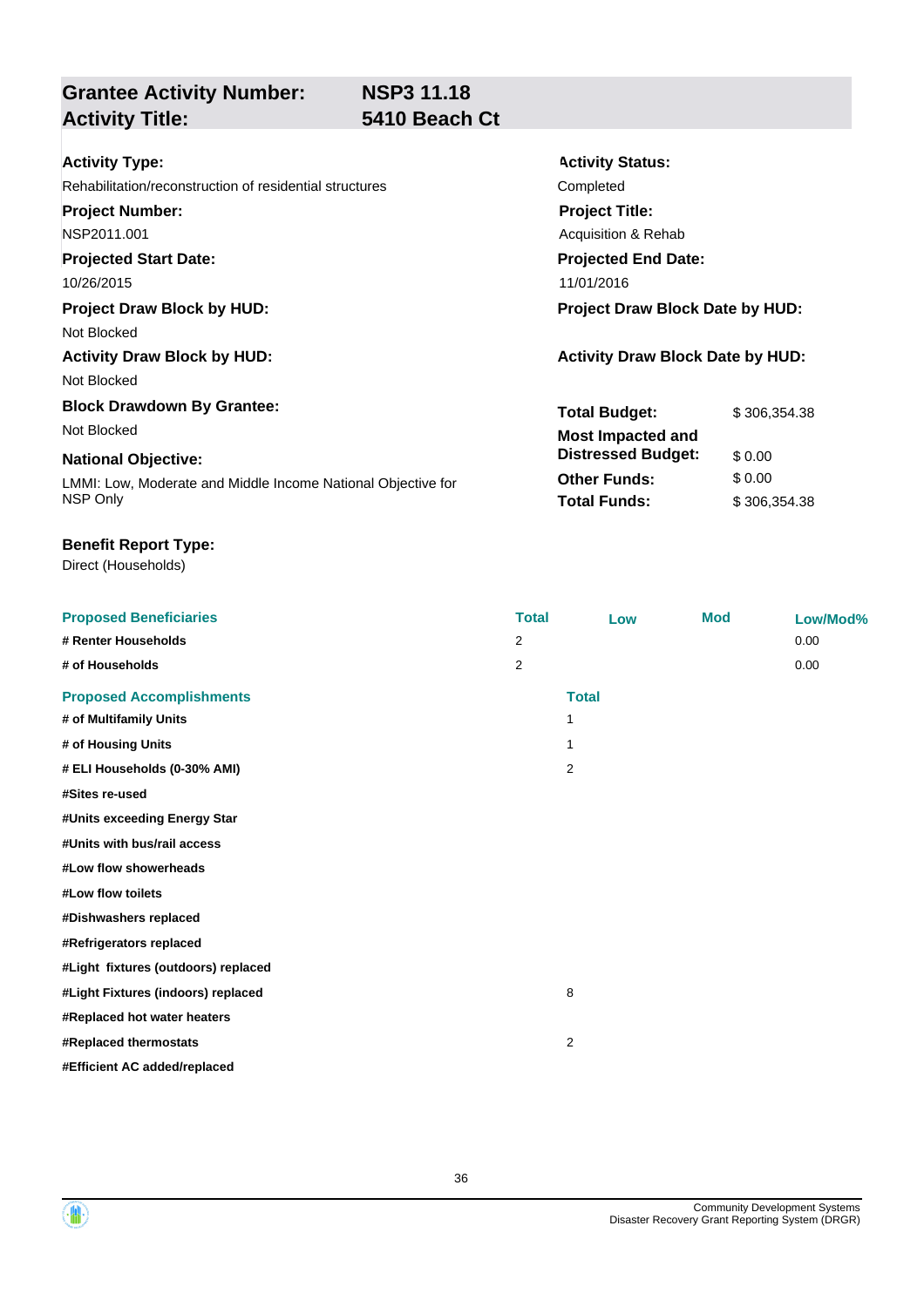## Grantee Activity Number: NSP3 11.18
## Activity Title: 5410 Beach Ct

**Activity Type:**
Rehabilitation/reconstruction of residential structures

**Activity Status:**
Completed

**Project Number:**
NSP2011.001

**Project Title:**
Acquisition & Rehab

**Projected Start Date:**
10/26/2015

**Projected End Date:**
11/01/2016

**Project Draw Block by HUD:**
Not Blocked

**Project Draw Block Date by HUD:**

**Activity Draw Block by HUD:**
Not Blocked

**Activity Draw Block Date by HUD:**

**Block Drawdown By Grantee:**
Not Blocked

**National Objective:**
LMMI: Low, Moderate and Middle Income National Objective for NSP Only

| | |
|---|---|
| **Total Budget:** | $ 306,354.38 |
| **Most Impacted and Distressed Budget:** | $ 0.00 |
| **Other Funds:** | $ 0.00 |
| **Total Funds:** | $ 306,354.38 |

**Benefit Report Type:**
Direct (Households)

| Proposed Beneficiaries | Total | Low | Mod | Low/Mod% |
|---|---|---|---|---|
| # Renter Households | 2 | | | 0.00 |
| # of Households | 2 | | | 0.00 |

| Proposed Accomplishments | Total |
|---|---|
| # of Multifamily Units | 1 |
| # of Housing Units | 1 |
| # ELI Households (0-30% AMI) | 2 |
| #Sites re-used | |
| #Units exceeding Energy Star | |
| #Units with bus/rail access | |
| #Low flow showerheads | |
| #Low flow toilets | |
| #Dishwashers replaced | |
| #Refrigerators replaced | |
| #Light fixtures (outdoors) replaced | |
| #Light Fixtures (indoors) replaced | 8 |
| #Replaced hot water heaters | |
| #Replaced thermostats | 2 |
| #Efficient AC added/replaced | |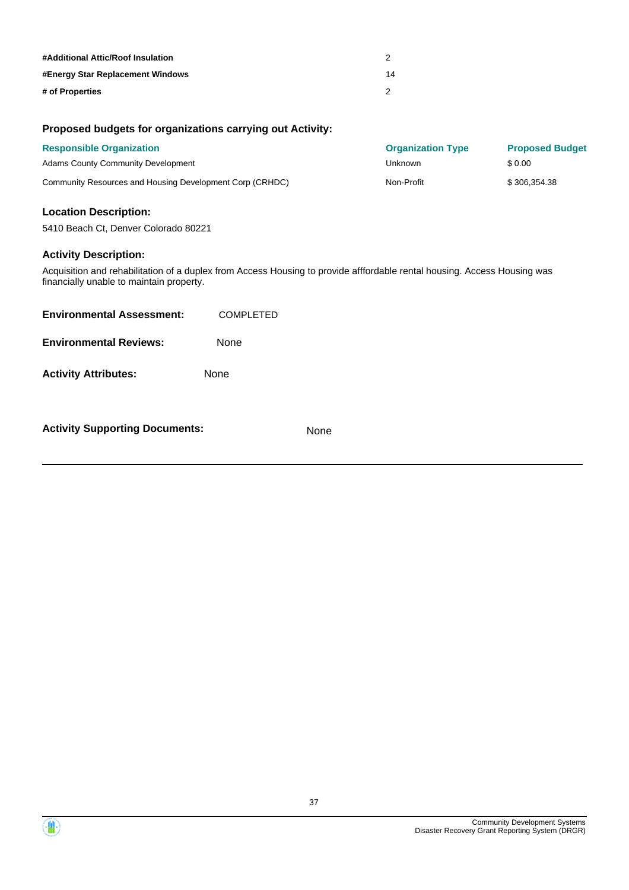| | |
|---|---|
| **#Additional Attic/Roof Insulation** | 2 |
| **#Energy Star Replacement Windows** | 14 |
| **# of Properties** | 2 |

### Proposed budgets for organizations carrying out Activity:

| Responsible Organization | Organization Type | Proposed Budget |
|---|---|---|
| Adams County Community Development | Unknown | $ 0.00 |
| Community Resources and Housing Development Corp (CRHDC) | Non-Profit | $ 306,354.38 |

### Location Description:

5410 Beach Ct, Denver Colorado 80221

### Activity Description:

Acquisition and rehabilitation of a duplex from Access Housing to provide afffordable rental housing. Access Housing was financially unable to maintain property.

**Environmental Assessment:** COMPLETED

**Environmental Reviews:** None

**Activity Attributes:** None

**Activity Supporting Documents:** None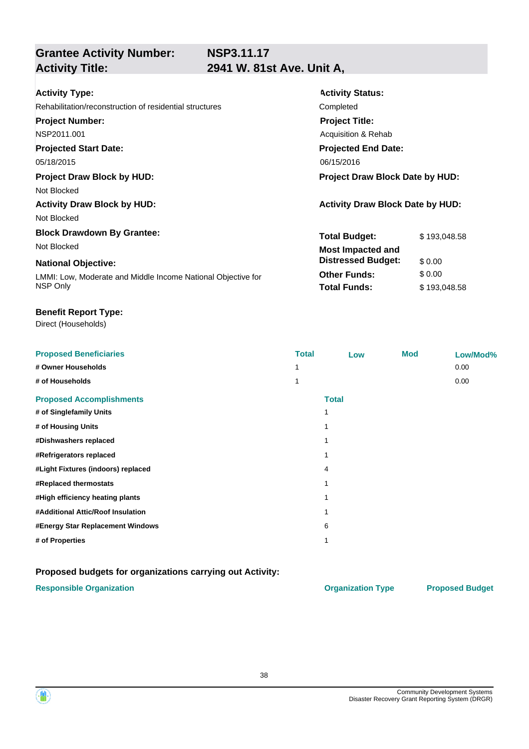| **Grantee Activity Number:** | **NSP3.11.17** |
|---|---|
| **Activity Title:** | **2941 W. 81st Ave. Unit A,** |

**Activity Type:**
Rehabilitation/reconstruction of residential structures

**Activity Status:**
Completed

**Project Number:**
NSP2011.001

**Project Title:**
Acquisition & Rehab

**Projected Start Date:**
05/18/2015

**Projected End Date:**
06/15/2016

**Project Draw Block by HUD:**
Not Blocked

**Project Draw Block Date by HUD:**

**Activity Draw Block by HUD:**
Not Blocked

**Activity Draw Block Date by HUD:**

**Block Drawdown By Grantee:**
Not Blocked

**National Objective:**
LMMI: Low, Moderate and Middle Income National Objective for NSP Only

| | |
|---|---|
| **Total Budget:** | $ 193,048.58 |
| **Most Impacted and Distressed Budget:** | $ 0.00 |
| **Other Funds:** | $ 0.00 |
| **Total Funds:** | $ 193,048.58 |

**Benefit Report Type:**
Direct (Households)

| Proposed Beneficiaries | Total | Low | Mod | Low/Mod% |
|---|---|---|---|---|
| # Owner Households | 1 | | | 0.00 |
| # of Households | 1 | | | 0.00 |

| Proposed Accomplishments | Total |
|---|---|
| # of Singlefamily Units | 1 |
| # of Housing Units | 1 |
| #Dishwashers replaced | 1 |
| #Refrigerators replaced | 1 |
| #Light Fixtures (indoors) replaced | 4 |
| #Replaced thermostats | 1 |
| #High efficiency heating plants | 1 |
| #Additional Attic/Roof Insulation | 1 |
| #Energy Star Replacement Windows | 6 |
| # of Properties | 1 |

**Proposed budgets for organizations carrying out Activity:**

| Responsible Organization | Organization Type | Proposed Budget |
|---|---|---|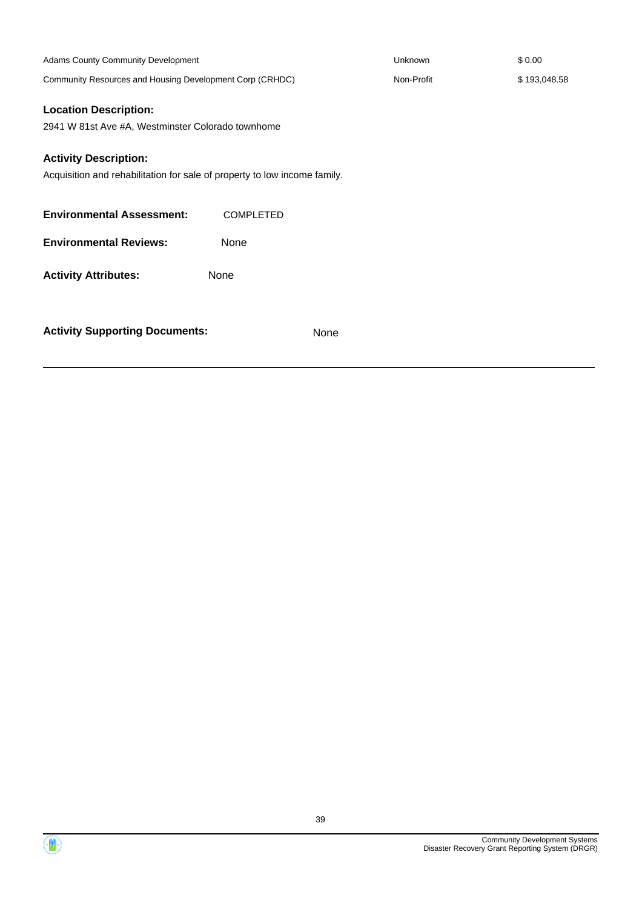| | | |
|---|---|---|
| Adams County Community Development | Unknown | $ 0.00 |
| Community Resources and Housing Development Corp (CRHDC) | Non-Profit | $ 193,048.58 |

**Location Description:**

2941 W 81st Ave #A, Westminster Colorado townhome

**Activity Description:**

Acquisition and rehabilitation for sale of property to low income family.

**Environmental Assessment:** COMPLETED

**Environmental Reviews:** None

**Activity Attributes:** None

**Activity Supporting Documents:** None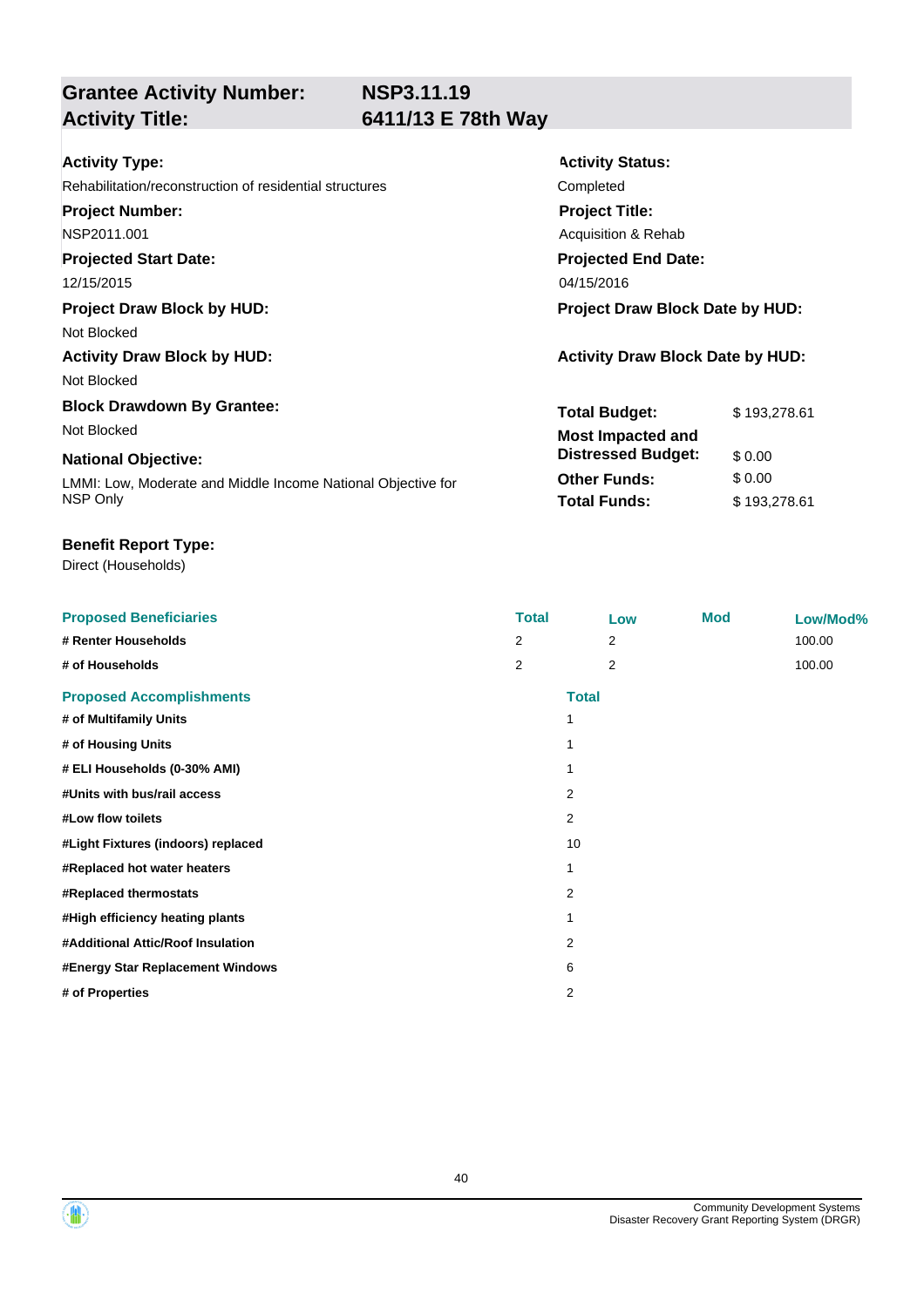**Grantee Activity Number:** NSP3.11.19
**Activity Title:** 6411/13 E 78th Way

**Activity Type:**
Rehabilitation/reconstruction of residential structures

**Activity Status:**
Completed

**Project Number:**
NSP2011.001

**Project Title:**
Acquisition & Rehab

**Projected Start Date:**
12/15/2015

**Projected End Date:**
04/15/2016

**Project Draw Block by HUD:**
Not Blocked

**Project Draw Block Date by HUD:**

**Activity Draw Block by HUD:**
Not Blocked

**Activity Draw Block Date by HUD:**

**Block Drawdown By Grantee:**
Not Blocked

**National Objective:**
LMMI: Low, Moderate and Middle Income National Objective for NSP Only

| | |
|---|---|
| **Total Budget:** | $ 193,278.61 |
| **Most Impacted and Distressed Budget:** | $ 0.00 |
| **Other Funds:** | $ 0.00 |
| **Total Funds:** | $ 193,278.61 |

**Benefit Report Type:**
Direct (Households)

| Proposed Beneficiaries | Total | Low | Mod | Low/Mod% |
|---|---|---|---|---|
| # Renter Households | 2 | 2 | | 100.00 |
| # of Households | 2 | 2 | | 100.00 |

| Proposed Accomplishments | Total |
|---|---|
| # of Multifamily Units | 1 |
| # of Housing Units | 1 |
| # ELI Households (0-30% AMI) | 1 |
| #Units with bus/rail access | 2 |
| #Low flow toilets | 2 |
| #Light Fixtures (indoors) replaced | 10 |
| #Replaced hot water heaters | 1 |
| #Replaced thermostats | 2 |
| #High efficiency heating plants | 1 |
| #Additional Attic/Roof Insulation | 2 |
| #Energy Star Replacement Windows | 6 |
| # of Properties | 2 |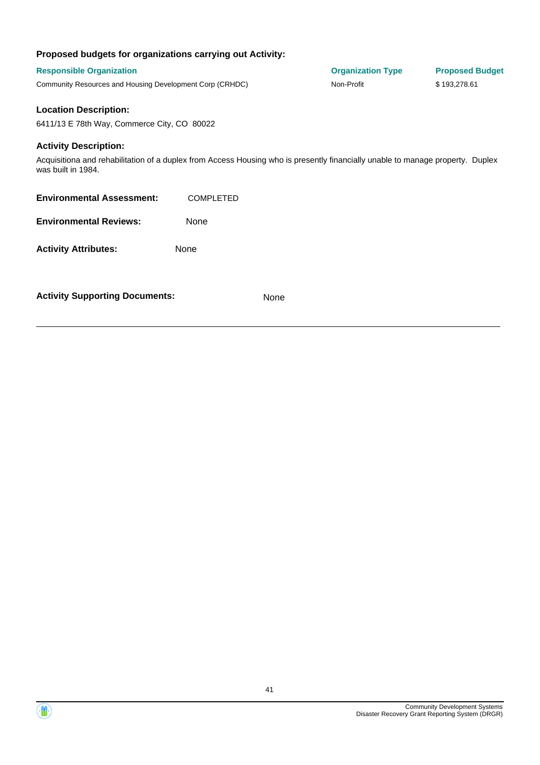**Proposed budgets for organizations carrying out Activity:**

| Responsible Organization | Organization Type | Proposed Budget |
| --- | --- | --- |
| Community Resources and Housing Development Corp (CRHDC) | Non-Profit | $ 193,278.61 |

**Location Description:**

6411/13 E 78th Way, Commerce City, CO 80022

**Activity Description:**

Acquisitiona and rehabilitation of a duplex from Access Housing who is presently financially unable to manage property. Duplex was built in 1984.

**Environmental Assessment:** COMPLETED

**Environmental Reviews:** None

**Activity Attributes:** None

**Activity Supporting Documents:** None

---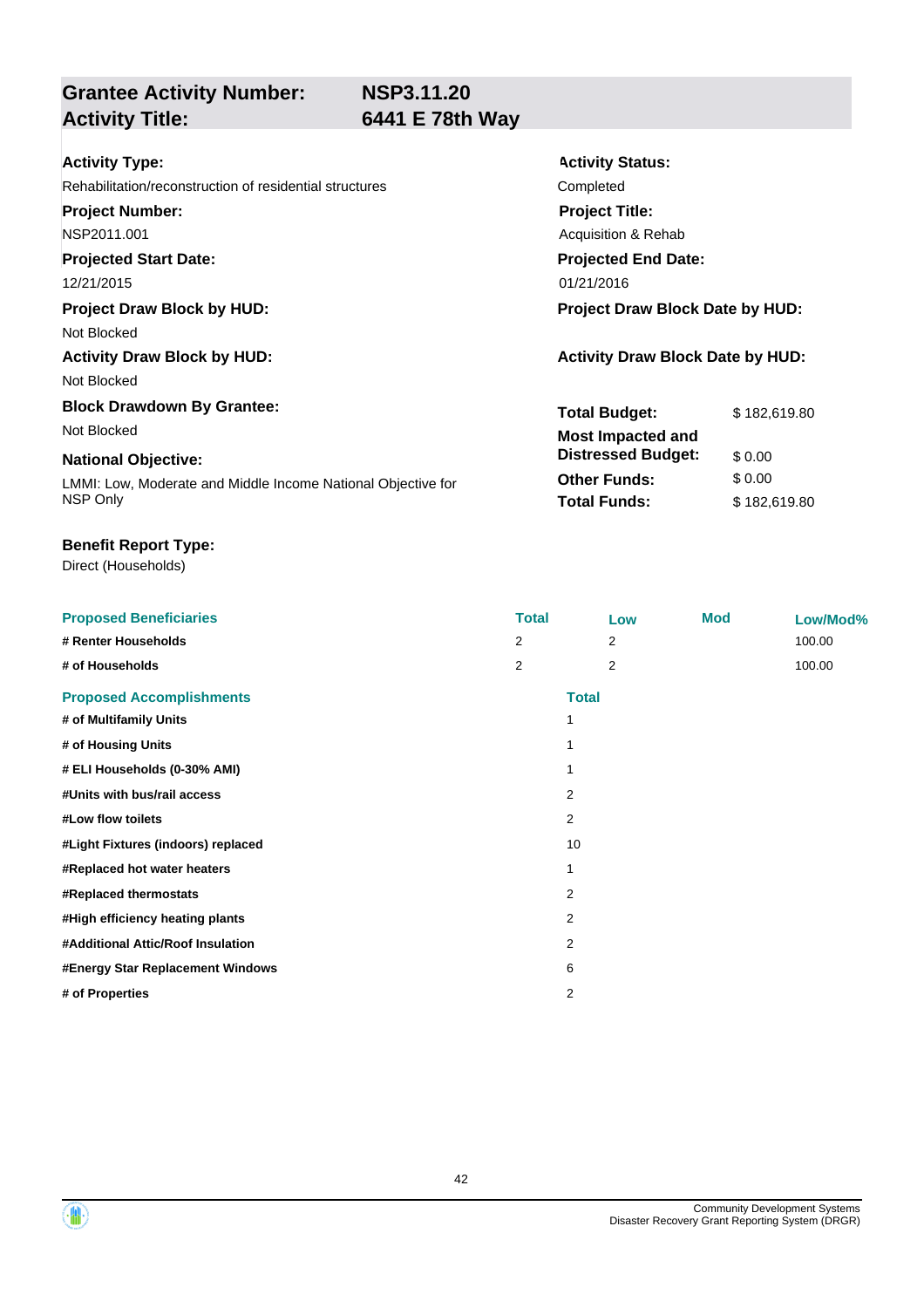| **Grantee Activity Number:** | **NSP3.11.20** |
|---|---|
| **Activity Title:** | **6441 E 78th Way** |

**Activity Type:**
Rehabilitation/reconstruction of residential structures

**Activity Status:**
Completed

**Project Number:**
NSP2011.001

**Project Title:**
Acquisition & Rehab

**Projected Start Date:**
12/21/2015

**Projected End Date:**
01/21/2016

**Project Draw Block by HUD:**
Not Blocked

**Project Draw Block Date by HUD:**

**Activity Draw Block by HUD:**
Not Blocked

**Activity Draw Block Date by HUD:**

**Block Drawdown By Grantee:**
Not Blocked

**National Objective:**
LMMI: Low, Moderate and Middle Income National Objective for NSP Only

| | |
|---|---|
| **Total Budget:** | $ 182,619.80 |
| **Most Impacted and Distressed Budget:** | $ 0.00 |
| **Other Funds:** | $ 0.00 |
| **Total Funds:** | $ 182,619.80 |

**Benefit Report Type:**
Direct (Households)

| Proposed Beneficiaries | Total | Low | Mod | Low/Mod% |
|---|---|---|---|---|
| # Renter Households | 2 | 2 | | 100.00 |
| # of Households | 2 | 2 | | 100.00 |

| Proposed Accomplishments | Total |
|---|---|
| # of Multifamily Units | 1 |
| # of Housing Units | 1 |
| # ELI Households (0-30% AMI) | 1 |
| #Units with bus/rail access | 2 |
| #Low flow toilets | 2 |
| #Light Fixtures (indoors) replaced | 10 |
| #Replaced hot water heaters | 1 |
| #Replaced thermostats | 2 |
| #High efficiency heating plants | 2 |
| #Additional Attic/Roof Insulation | 2 |
| #Energy Star Replacement Windows | 6 |
| # of Properties | 2 |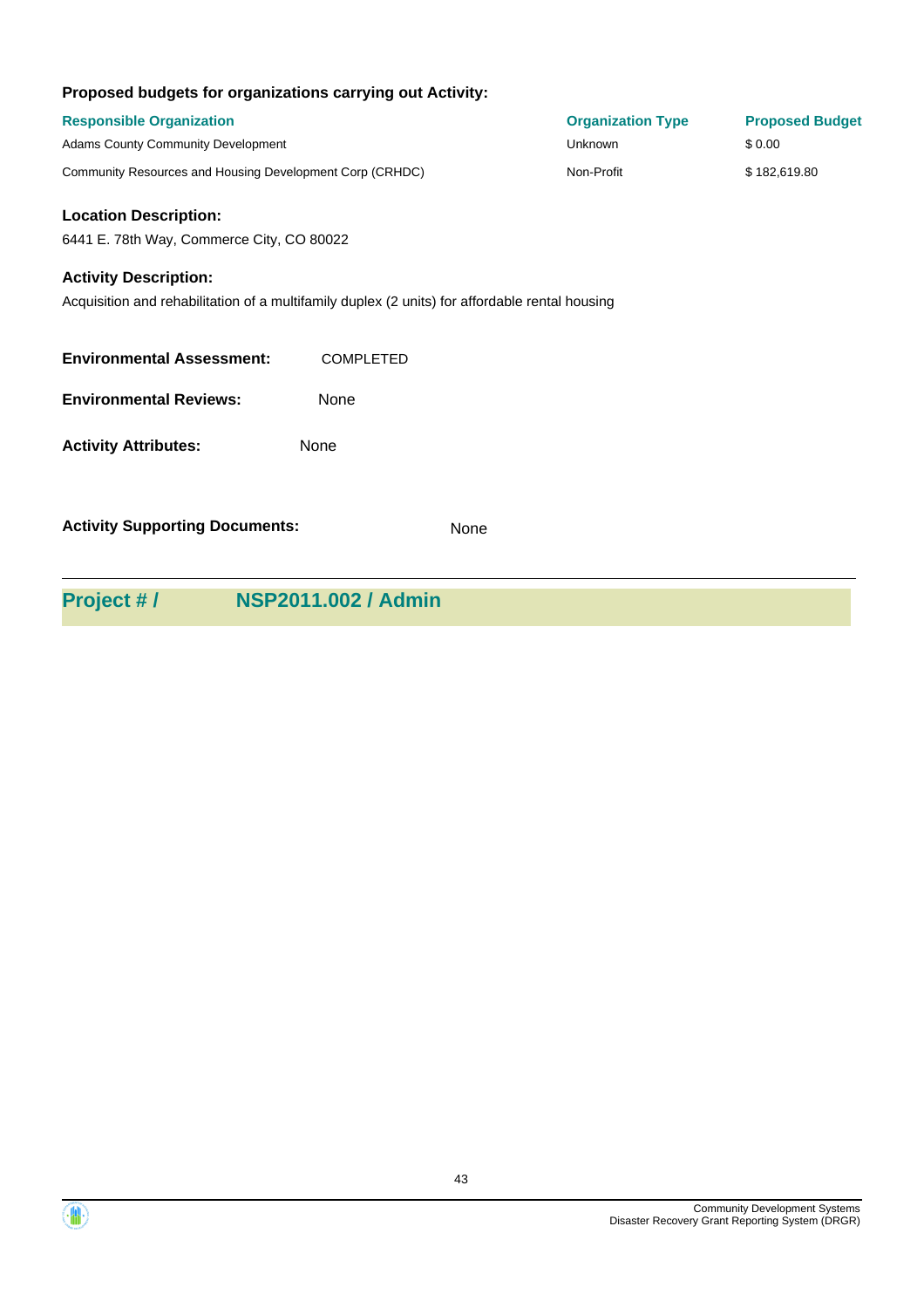### Proposed budgets for organizations carrying out Activity:

| Responsible Organization | Organization Type | Proposed Budget |
| --- | --- | --- |
| Adams County Community Development | Unknown | $ 0.00 |
| Community Resources and Housing Development Corp (CRHDC) | Non-Profit | $ 182,619.80 |

### Location Description:

6441 E. 78th Way, Commerce City, CO 80022

### Activity Description:

Acquisition and rehabilitation of a multifamily duplex (2 units) for affordable rental housing

**Environmental Assessment:** COMPLETED

**Environmental Reviews:** None

**Activity Attributes:** None

**Activity Supporting Documents:** None

## Project # / NSP2011.002 / Admin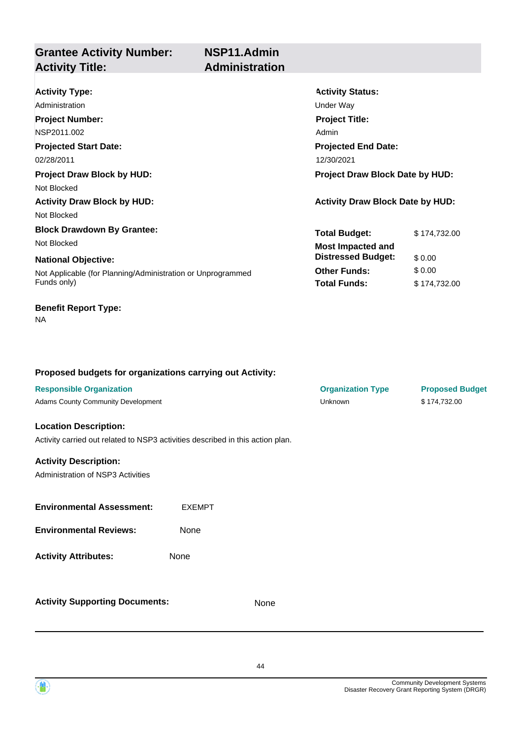## Grantee Activity Number: NSP11.Admin
## Activity Title: Administration

**Activity Type:**
Administration

**Activity Status:**
Under Way

**Project Number:**
NSP2011.002

**Project Title:**
Admin

**Projected Start Date:**
02/28/2011

**Projected End Date:**
12/30/2021

**Project Draw Block by HUD:**
Not Blocked

**Project Draw Block Date by HUD:**

**Activity Draw Block by HUD:**
Not Blocked

**Activity Draw Block Date by HUD:**

**Block Drawdown By Grantee:**
Not Blocked

**National Objective:**
Not Applicable (for Planning/Administration or Unprogrammed Funds only)

| | |
|---|---|
| **Total Budget:** | $ 174,732.00 |
| **Most Impacted and Distressed Budget:** | $ 0.00 |
| **Other Funds:** | $ 0.00 |
| **Total Funds:** | $ 174,732.00 |

**Benefit Report Type:**
NA

**Proposed budgets for organizations carrying out Activity:**

| Responsible Organization | Organization Type | Proposed Budget |
|---|---|---|
| Adams County Community Development | Unknown | $ 174,732.00 |

**Location Description:**
Activity carried out related to NSP3 activities described in this action plan.

**Activity Description:**
Administration of NSP3 Activities

**Environmental Assessment:** EXEMPT

**Environmental Reviews:** None

**Activity Attributes:** None

**Activity Supporting Documents:** None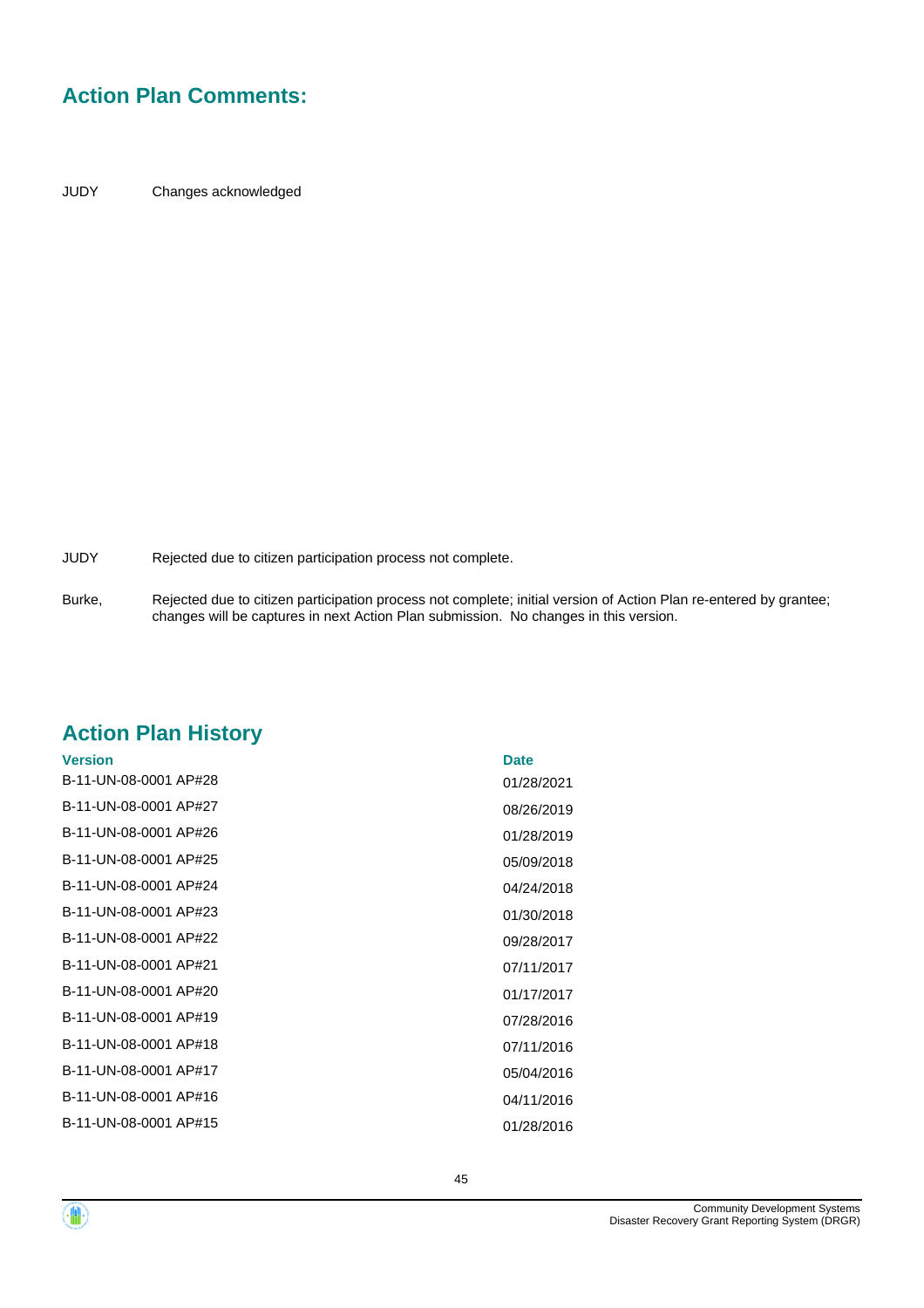## Action Plan Comments:

| | |
|---|---|
| JUDY | Changes acknowledged |
| JUDY | Rejected due to citizen participation process not complete. |
| Burke, | Rejected due to citizen participation process not complete; initial version of Action Plan re-entered by grantee; changes will be captures in next Action Plan submission. No changes in this version. |

## Action Plan History

| Version | Date |
|---|---|
| B-11-UN-08-0001 AP#28 | 01/28/2021 |
| B-11-UN-08-0001 AP#27 | 08/26/2019 |
| B-11-UN-08-0001 AP#26 | 01/28/2019 |
| B-11-UN-08-0001 AP#25 | 05/09/2018 |
| B-11-UN-08-0001 AP#24 | 04/24/2018 |
| B-11-UN-08-0001 AP#23 | 01/30/2018 |
| B-11-UN-08-0001 AP#22 | 09/28/2017 |
| B-11-UN-08-0001 AP#21 | 07/11/2017 |
| B-11-UN-08-0001 AP#20 | 01/17/2017 |
| B-11-UN-08-0001 AP#19 | 07/28/2016 |
| B-11-UN-08-0001 AP#18 | 07/11/2016 |
| B-11-UN-08-0001 AP#17 | 05/04/2016 |
| B-11-UN-08-0001 AP#16 | 04/11/2016 |
| B-11-UN-08-0001 AP#15 | 01/28/2016 |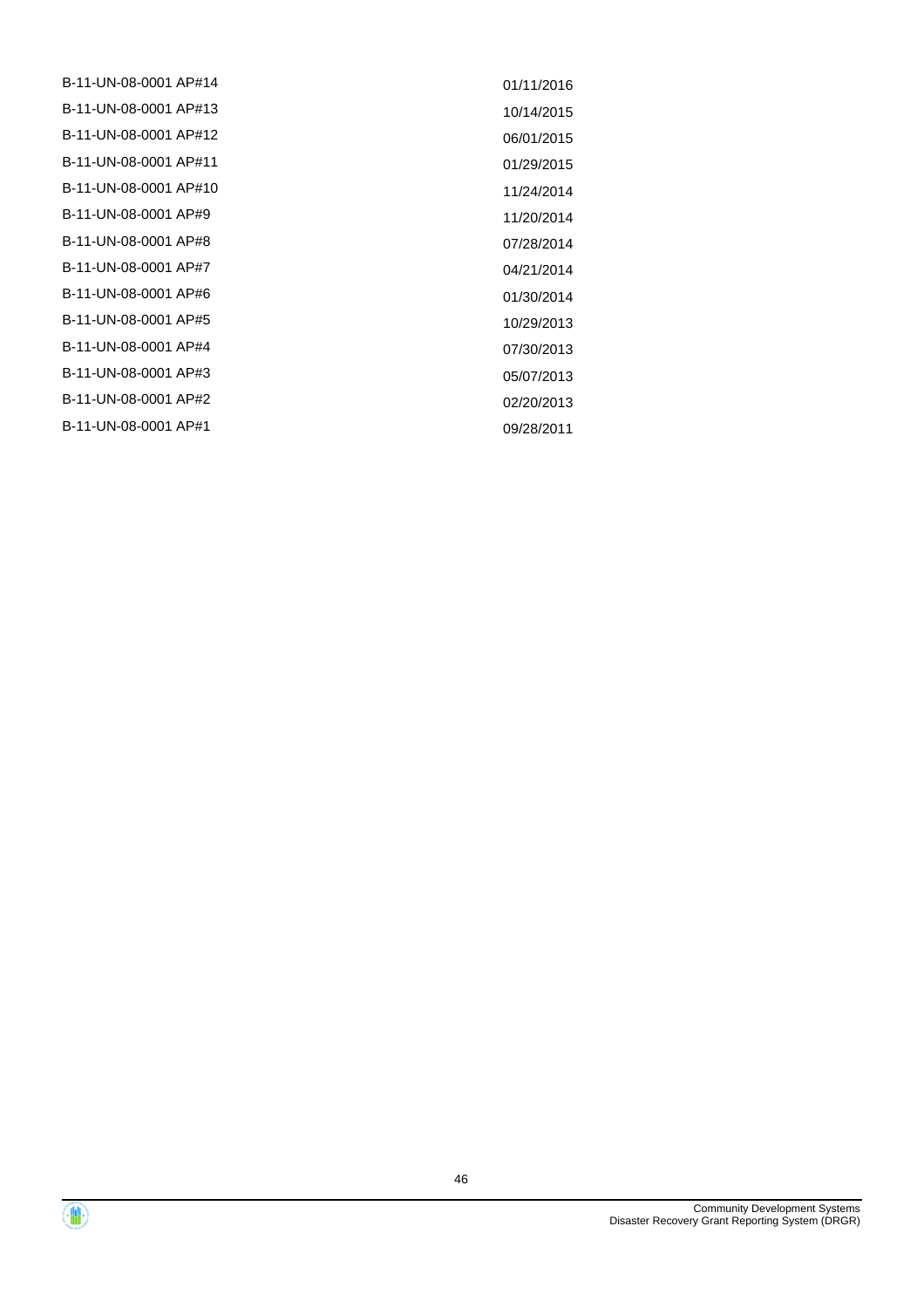| | |
|---|---|
| B-11-UN-08-0001 AP#14 | 01/11/2016 |
| B-11-UN-08-0001 AP#13 | 10/14/2015 |
| B-11-UN-08-0001 AP#12 | 06/01/2015 |
| B-11-UN-08-0001 AP#11 | 01/29/2015 |
| B-11-UN-08-0001 AP#10 | 11/24/2014 |
| B-11-UN-08-0001 AP#9 | 11/20/2014 |
| B-11-UN-08-0001 AP#8 | 07/28/2014 |
| B-11-UN-08-0001 AP#7 | 04/21/2014 |
| B-11-UN-08-0001 AP#6 | 01/30/2014 |
| B-11-UN-08-0001 AP#5 | 10/29/2013 |
| B-11-UN-08-0001 AP#4 | 07/30/2013 |
| B-11-UN-08-0001 AP#3 | 05/07/2013 |
| B-11-UN-08-0001 AP#2 | 02/20/2013 |
| B-11-UN-08-0001 AP#1 | 09/28/2011 |